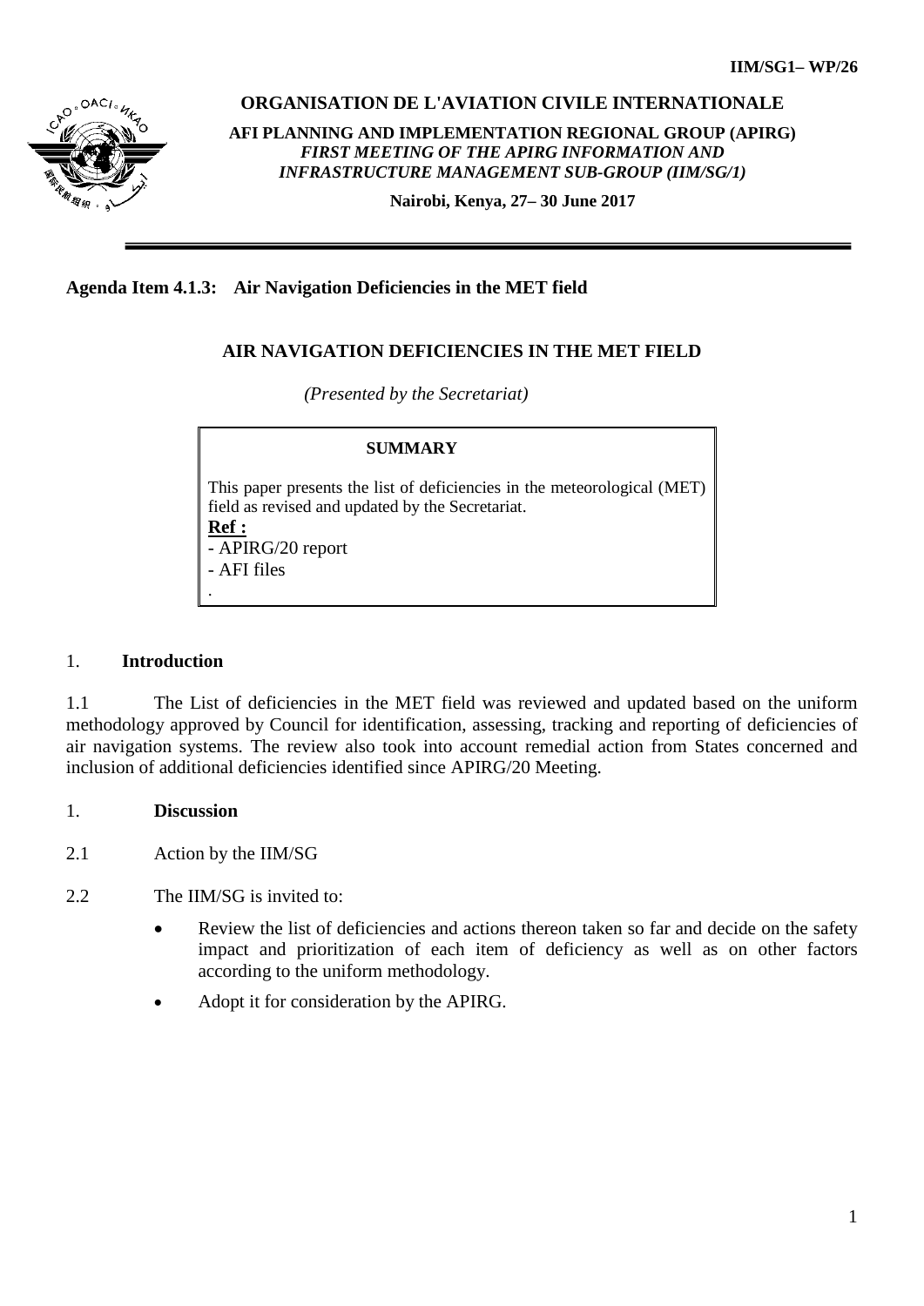IIM/SG1– WP/26

**ORGANISATION DE L'AVIATION CIVILE INTERNATIONALE**

**AFI PLANNING AND IMPLEMENTATION REGIONAL GROUP (APIRG)**
***FIRST MEETING OF THE APIRG INFORMATION AND INFRASTRUCTURE MANAGEMENT SUB-GROUP (IIM/SG/1)***

**Nairobi, Kenya, 27– 30 June 2017**

---

**Agenda Item 4.1.3: Air Navigation Deficiencies in the MET field**

## AIR NAVIGATION DEFICIENCIES IN THE MET FIELD

*(Presented by the Secretariat)*

> **SUMMARY**
>
> This paper presents the list of deficiencies in the meteorological (MET) field as revised and updated by the Secretariat.
>
> **Ref :**
> - APIRG/20 report
> - AFI files
>
> .

## 1. Introduction

1.1 The List of deficiencies in the MET field was reviewed and updated based on the uniform methodology approved by Council for identification, assessing, tracking and reporting of deficiencies of air navigation systems. The review also took into account remedial action from States concerned and inclusion of additional deficiencies identified since APIRG/20 Meeting.

## 1. Discussion

2.1 Action by the IIM/SG

2.2 The IIM/SG is invited to:

- Review the list of deficiencies and actions thereon taken so far and decide on the safety impact and prioritization of each item of deficiency as well as on other factors according to the uniform methodology.
- Adopt it for consideration by the APIRG.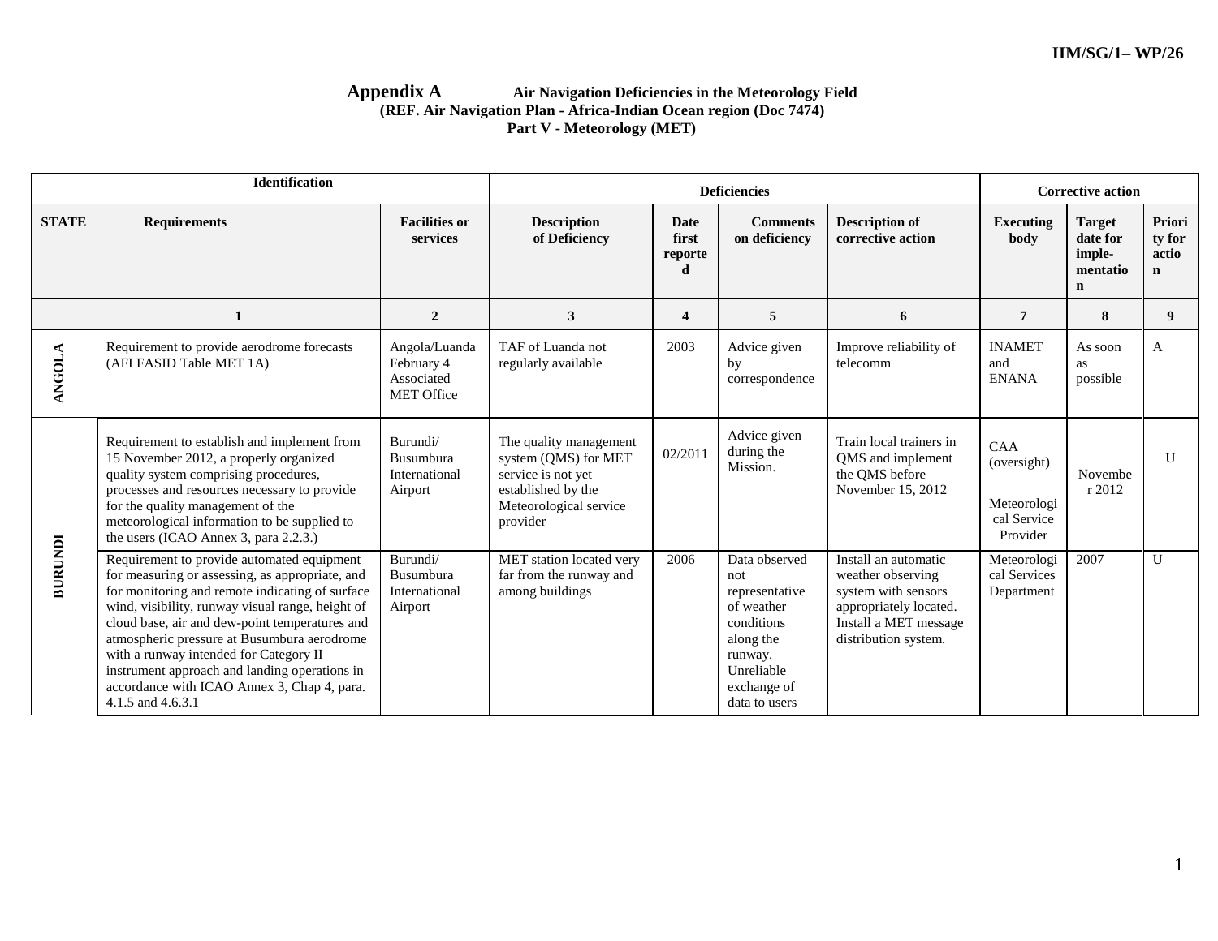## Appendix A Air Navigation Deficiencies in the Meteorology Field
### (REF. Air Navigation Plan - Africa-Indian Ocean region (Doc 7474) Part V - Meteorology (MET)

| | Identification | | Deficiencies | | | | Corrective action | | |
|---|---|---|---|---|---|---|---|---|---|
| **STATE** | **Requirements** | **Facilities or services** | **Description of Deficiency** | **Date first reported** | **Comments on deficiency** | **Description of corrective action** | **Executing body** | **Target date for imple-mentation** | **Priority for action** |
| | **1** | **2** | **3** | **4** | **5** | **6** | **7** | **8** | **9** |
| **ANGOLA** | Requirement to provide aerodrome forecasts (AFI FASID Table MET 1A) | Angola/Luanda February 4 Associated MET Office | TAF of Luanda not regularly available | 2003 | Advice given by correspondence | Improve reliability of telecomm | INAMET and ENANA | As soon as possible | A |
| **BURUNDI** | Requirement to establish and implement from 15 November 2012, a properly organized quality system comprising procedures, processes and resources necessary to provide for the quality management of the meteorological information to be supplied to the users (ICAO Annex 3, para 2.2.3.) | Burundi/ Busumbura International Airport | The quality management system (QMS) for MET service is not yet established by the Meteorological service provider | 02/2011 | Advice given during the Mission. | Train local trainers in QMS and implement the QMS before November 15, 2012 | CAA (oversight) Meteorological Service Provider | November 2012 | U |
| **BURUNDI** | Requirement to provide automated equipment for measuring or assessing, as appropriate, and for monitoring and remote indicating of surface wind, visibility, runway visual range, height of cloud base, air and dew-point temperatures and atmospheric pressure at Busumbura aerodrome with a runway intended for Category II instrument approach and landing operations in accordance with ICAO Annex 3, Chap 4, para. 4.1.5 and 4.6.3.1 | Burundi/ Busumbura International Airport | MET station located very far from the runway and among buildings | 2006 | Data observed not representative of weather conditions along the runway. Unreliable exchange of data to users | Install an automatic weather observing system with sensors appropriately located. Install a MET message distribution system. | Meteorological Services Department | 2007 | U |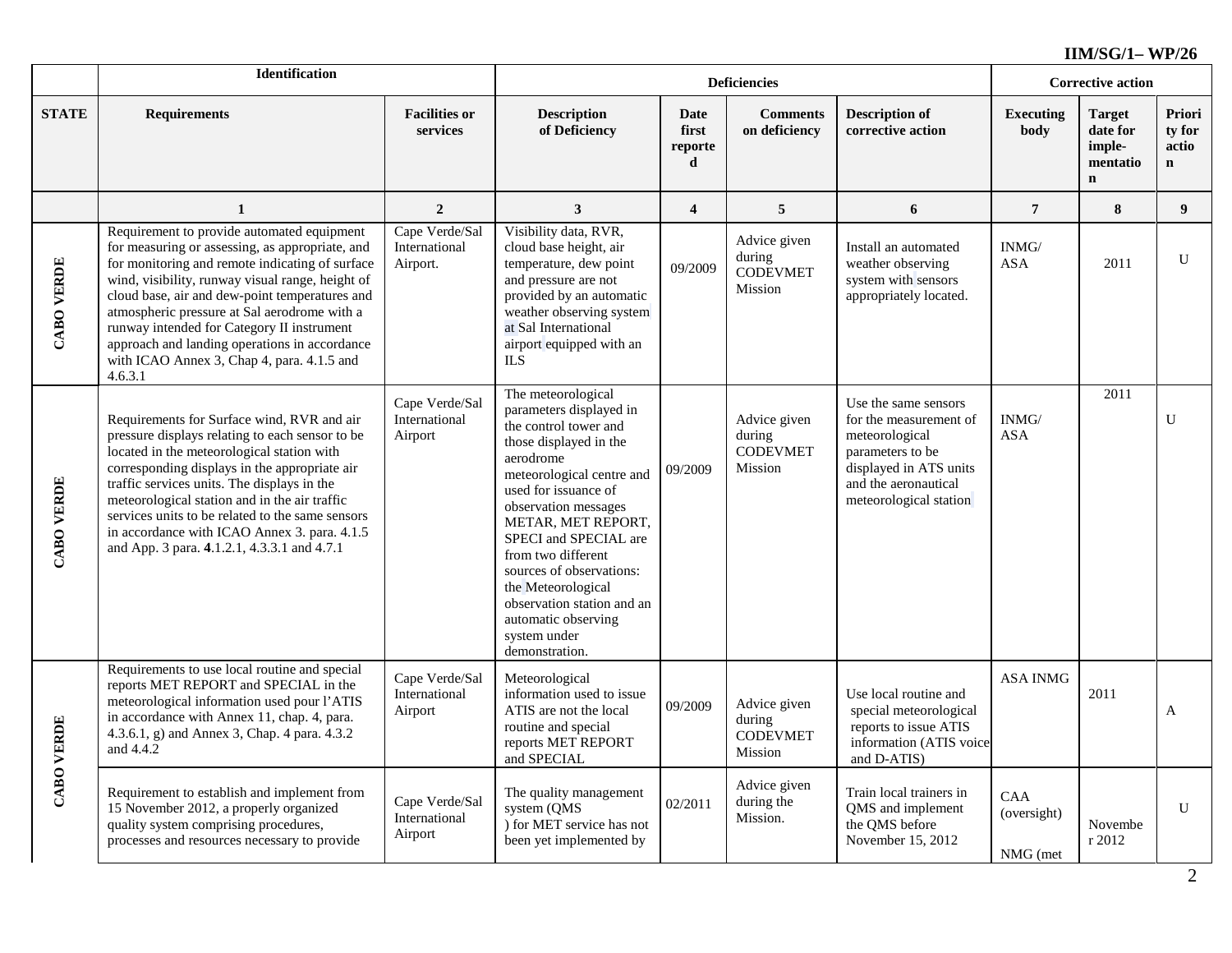| | Identification | | Deficiencies | | | | Corrective action | | |
|---|---|---|---|---|---|---|---|---|---|
| **STATE** | **Requirements** | **Facilities or services** | **Description of Deficiency** | **Date first reported** | **Comments on deficiency** | **Description of corrective action** | **Executing body** | **Target date for imple-mentation** | **Priority for action** |
| | **1** | **2** | **3** | **4** | **5** | **6** | **7** | **8** | **9** |
| **CABO VERDE** | Requirement to provide automated equipment for measuring or assessing, as appropriate, and for monitoring and remote indicating of surface wind, visibility, runway visual range, height of cloud base, air and dew-point temperatures and atmospheric pressure at Sal aerodrome with a runway intended for Category II instrument approach and landing operations in accordance with ICAO Annex 3, Chap 4, para. 4.1.5 and 4.6.3.1 | Cape Verde/Sal International Airport. | Visibility data, RVR, cloud base height, air temperature, dew point and pressure are not provided by an automatic weather observing system at Sal International airport equipped with an ILS | 09/2009 | Advice given during CODEVMET Mission | Install an automated weather observing system with sensors appropriately located. | INMG/ ASA | 2011 | U |
| **CABO VERDE** | Requirements for Surface wind, RVR and air pressure displays relating to each sensor to be located in the meteorological station with corresponding displays in the appropriate air traffic services units. The displays in the meteorological station and in the air traffic services units to be related to the same sensors in accordance with ICAO Annex 3. para. 4.1.5 and App. 3 para. **4**.1.2.1, 4.3.3.1 and 4.7.1 | Cape Verde/Sal International Airport | The meteorological parameters displayed in the control tower and those displayed in the aerodrome meteorological centre and used for issuance of observation messages METAR, MET REPORT, SPECI and SPECIAL are from two different sources of observations: the Meteorological observation station and an automatic observing system under demonstration. | 09/2009 | Advice given during CODEVMET Mission | Use the same sensors for the measurement of meteorological parameters to be displayed in ATS units and the aeronautical meteorological station | INMG/ ASA | 2011 | U |
| **CABO VERDE** | Requirements to use local routine and special reports MET REPORT and SPECIAL in the meteorological information used pour l'ATIS in accordance with Annex 11, chap. 4, para. 4.3.6.1, g) and Annex 3, Chap. 4 para. 4.3.2 and 4.4.2 | Cape Verde/Sal International Airport | Meteorological information used to issue ATIS are not the local routine and special reports MET REPORT and SPECIAL | 09/2009 | Advice given during CODEVMET Mission | Use local routine and special meteorological reports to issue ATIS information (ATIS voice and D-ATIS) | ASA INMG | 2011 | A |
| | Requirement to establish and implement from 15 November 2012, a properly organized quality system comprising procedures, processes and resources necessary to provide | Cape Verde/Sal International Airport | The quality management system (QMS ) for MET service has not been yet implemented by | 02/2011 | Advice given during the Mission. | Train local trainers in QMS and implement the QMS before November 15, 2012 | CAA (oversight) NMG (met | November 2012 | U |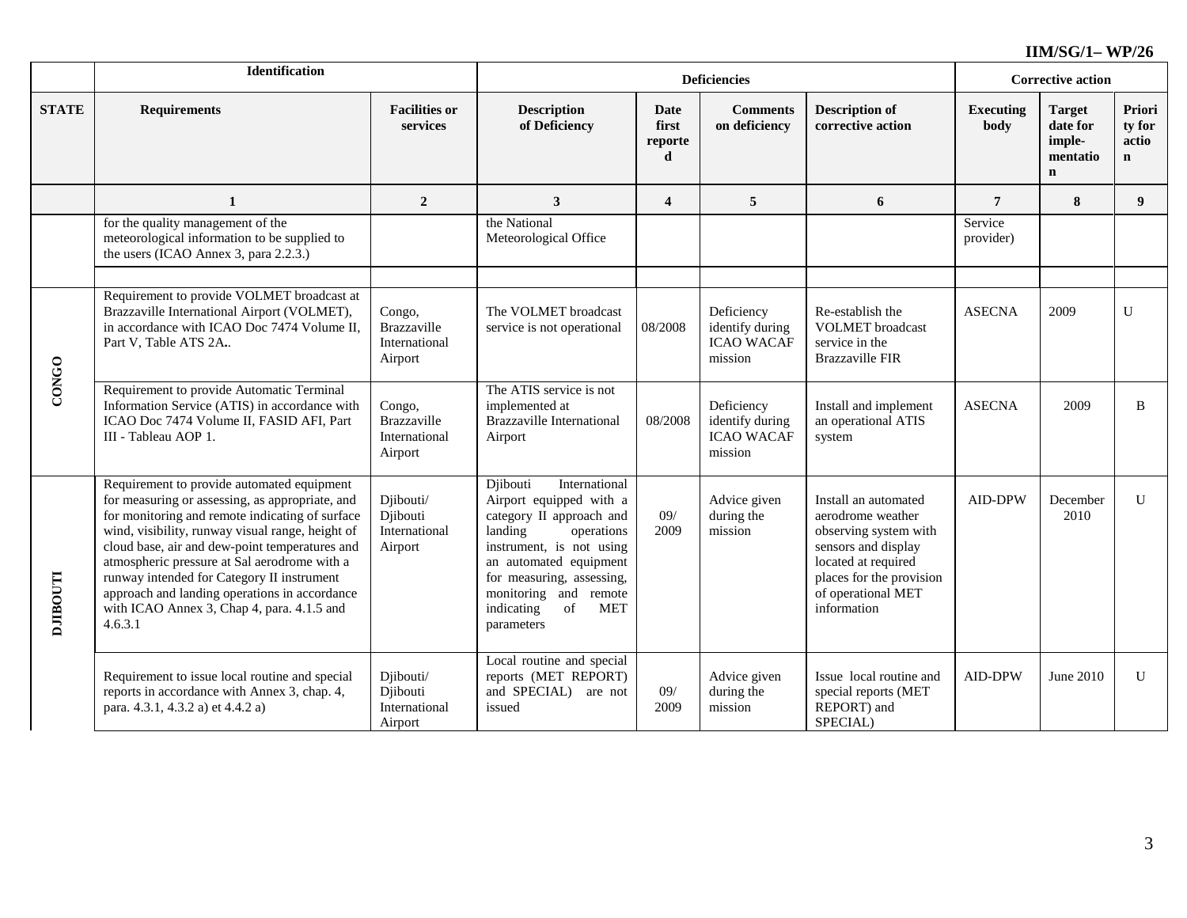| | Identification | | Deficiencies | | | | Corrective action | | |
|---|---|---|---|---|---|---|---|---|---|
| **STATE** | **Requirements** | **Facilities or services** | **Description of Deficiency** | **Date first reported** | **Comments on deficiency** | **Description of corrective action** | **Executing body** | **Target date for imple-mentation** | **Priority for action** |
| | **1** | **2** | **3** | **4** | **5** | **6** | **7** | **8** | **9** |
| | for the quality management of the meteorological information to be supplied to the users (ICAO Annex 3, para 2.2.3.) | | the National Meteorological Office | | | | Service provider) | | |
| | | | | | | | | | |
| **CONGO** | Requirement to provide VOLMET broadcast at Brazzaville International Airport (VOLMET), in accordance with ICAO Doc 7474 Volume II, Part V, Table ATS 2A.. | Congo, Brazzaville International Airport | The VOLMET broadcast service is not operational | 08/2008 | Deficiency identify during ICAO WACAF mission | Re-establish the VOLMET broadcast service in the Brazzaville FIR | ASECNA | 2009 | U |
| | Requirement to provide Automatic Terminal Information Service (ATIS) in accordance with ICAO Doc 7474 Volume II, FASID AFI, Part III - Tableau AOP 1. | Congo, Brazzaville International Airport | The ATIS service is not implemented at Brazzaville International Airport | 08/2008 | Deficiency identify during ICAO WACAF mission | Install and implement an operational ATIS system | ASECNA | 2009 | B |
| **DJIBOUTI** | Requirement to provide automated equipment for measuring or assessing, as appropriate, and for monitoring and remote indicating of surface wind, visibility, runway visual range, height of cloud base, air and dew-point temperatures and atmospheric pressure at Sal aerodrome with a runway intended for Category II instrument approach and landing operations in accordance with ICAO Annex 3, Chap 4, para. 4.1.5 and 4.6.3.1 | Djibouti/ Djibouti International Airport | Djibouti International Airport equipped with a category II approach and landing operations instrument, is not using an automated equipment for measuring, assessing, monitoring and remote indicating of MET parameters | 09/ 2009 | Advice given during the mission | Install an automated aerodrome weather observing system with sensors and display located at required places for the provision of operational MET information | AID-DPW | December 2010 | U |
| | Requirement to issue local routine and special reports in accordance with Annex 3, chap. 4, para. 4.3.1, 4.3.2 a) et 4.4.2 a) | Djibouti/ Djibouti International Airport | Local routine and special reports (MET REPORT) and SPECIAL) are not issued | 09/ 2009 | Advice given during the mission | Issue local routine and special reports (MET REPORT) and SPECIAL) | AID-DPW | June 2010 | U |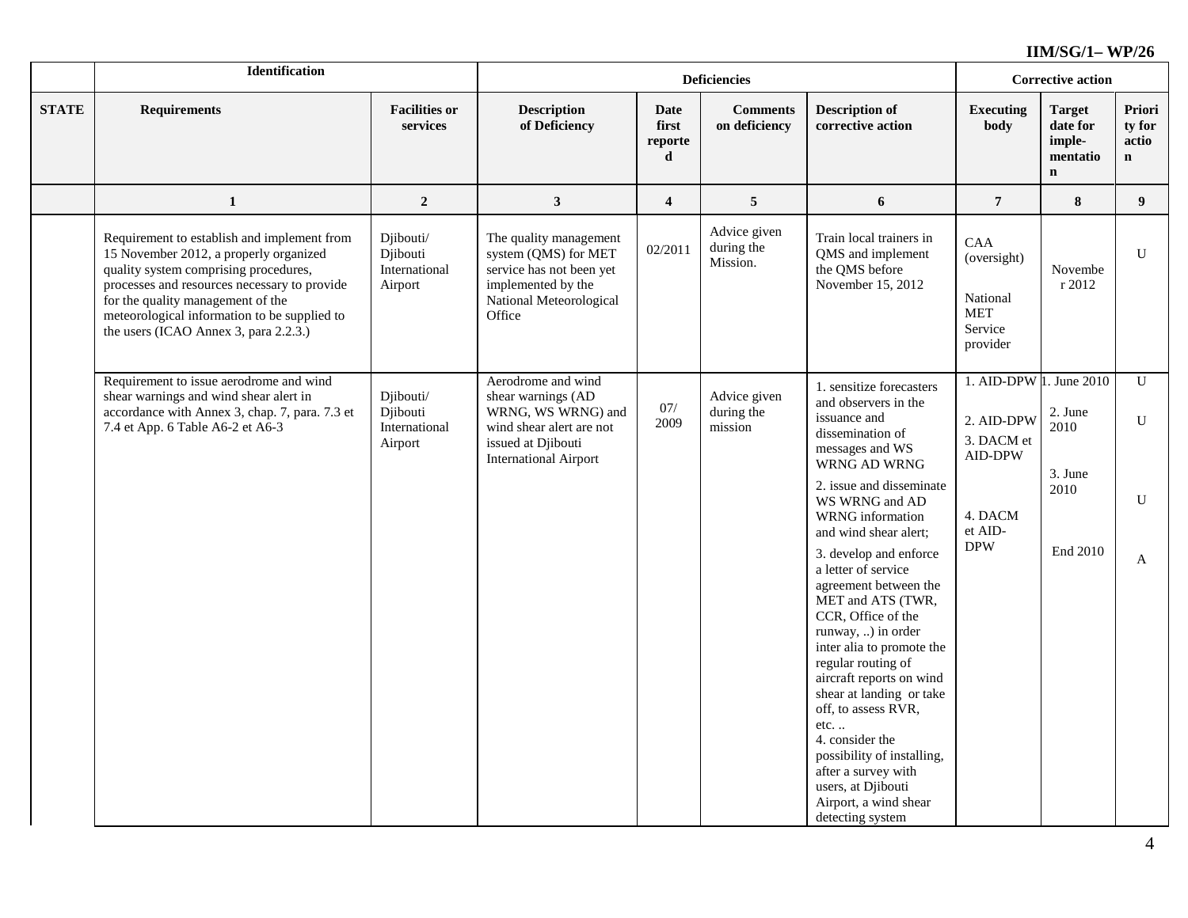| | Identification | | Deficiencies | | | | Corrective action | | |
|---|---|---|---|---|---|---|---|---|---|
| **STATE** | **Requirements** | **Facilities or services** | **Description of Deficiency** | **Date first reported** | **Comments on deficiency** | **Description of corrective action** | **Executing body** | **Target date for imple-mentation** | **Priority for action** |
| | **1** | **2** | **3** | **4** | **5** | **6** | **7** | **8** | **9** |
| | Requirement to establish and implement from 15 November 2012, a properly organized quality system comprising procedures, processes and resources necessary to provide for the quality management of the meteorological information to be supplied to the users (ICAO Annex 3, para 2.2.3.) | Djibouti/ Djibouti International Airport | The quality management system (QMS) for MET service has not been yet implemented by the National Meteorological Office | 02/2011 | Advice given during the Mission. | Train local trainers in QMS and implement the QMS before November 15, 2012 | CAA (oversight)<br><br>National MET Service provider | November 2012 | U |
| | Requirement to issue aerodrome and wind shear warnings and wind shear alert in accordance with Annex 3, chap. 7, para. 7.3 et 7.4 et App. 6 Table A6-2 et A6-3 | Djibouti/ Djibouti International Airport | Aerodrome and wind shear warnings (AD WRNG, WS WRNG) and wind shear alert are not issued at Djibouti International Airport | 07/ 2009 | Advice given during the mission | 1. sensitize forecasters and observers in the issuance and dissemination of messages and WS WRNG AD WRNG<br>2. issue and disseminate WS WRNG and AD WRNG information and wind shear alert;<br>3. develop and enforce a letter of service agreement between the MET and ATS (TWR, CCR, Office of the runway, ..) in order inter alia to promote the regular routing of aircraft reports on wind shear at landing or take off, to assess RVR, etc. ..<br>4. consider the possibility of installing, after a survey with users, at Djibouti Airport, a wind shear detecting system | 1. AID-DPW<br>2. AID-DPW<br>3. DACM et AID-DPW<br>4. DACM et AID-DPW | 1. June 2010<br>2. June 2010<br>3. June 2010<br>End 2010 | U<br>U<br>U<br>A |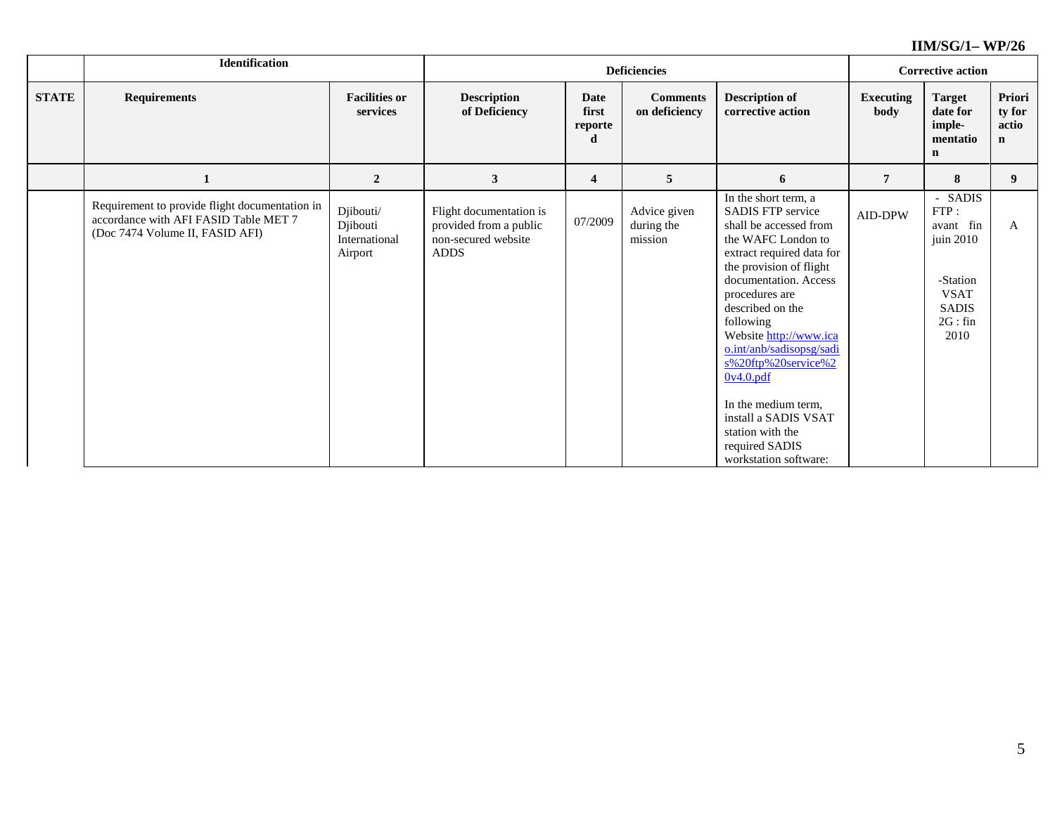| | Identification | | Deficiencies | | | | Corrective action | | |
|---|---|---|---|---|---|---|---|---|---|
| **STATE** | **Requirements** | **Facilities or services** | **Description of Deficiency** | **Date first reported** | **Comments on deficiency** | **Description of corrective action** | **Executing body** | **Target date for imple-mentation** | **Priority for action** |
| | **1** | **2** | **3** | **4** | **5** | **6** | **7** | **8** | **9** |
| | Requirement to provide flight documentation in accordance with AFI FASID Table MET 7 (Doc 7474 Volume II, FASID AFI) | Djibouti/ Djibouti International Airport | Flight documentation is provided from a public non-secured website ADDS | 07/2009 | Advice given during the mission | In the short term, a SADIS FTP service shall be accessed from the WAFC London to extract required data for the provision of flight documentation. Access procedures are described on the following Website http://www.icao.int/anb/sadisopsg/sadis%20ftp%20service%20v4.0.pdf<br><br>In the medium term, install a SADIS VSAT station with the required SADIS workstation software: | AID-DPW | - SADIS FTP : avant fin juin 2010<br><br>-Station VSAT SADIS 2G : fin 2010 | A |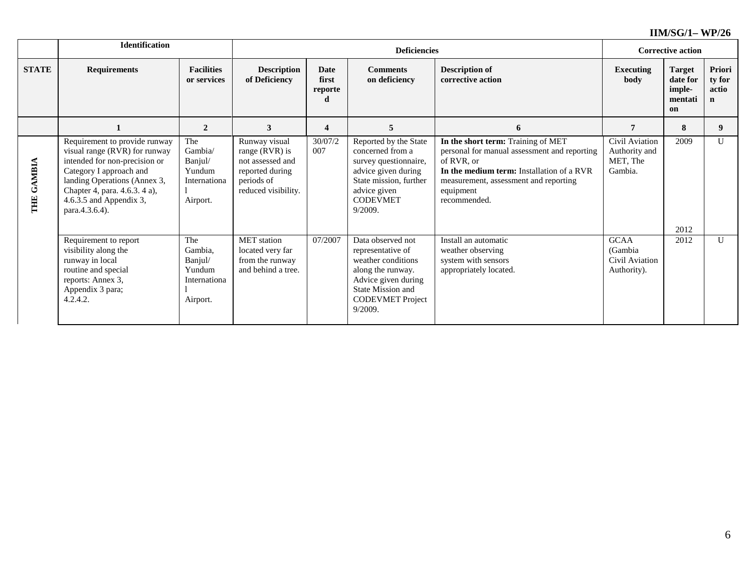| | Identification | | Deficiencies | | | | Corrective action | | |
|---|---|---|---|---|---|---|---|---|---|
| STATE | Requirements | Facilities or services | Description of Deficiency | Date first reported | Comments on deficiency | Description of corrective action | Executing body | Target date for imple-mentation | Priority for action |
| | 1 | 2 | 3 | 4 | 5 | 6 | 7 | 8 | 9 |
| THE GAMBIA | Requirement to provide runway visual range (RVR) for runway intended for non-precision or Category I approach and landing Operations (Annex 3, Chapter 4, para. 4.6.3. 4 a), 4.6.3.5 and Appendix 3, para.4.3.6.4). | The Gambia/ Banjul/ Yundum International Airport. | Runway visual range (RVR) is not assessed and reported during periods of reduced visibility. | 30/07/2007 | Reported by the State concerned from a survey questionnaire, advice given during State mission, further advice given CODEVMET 9/2009. | **In the short term:** Training of MET personal for manual assessment and reporting of RVR, or<br>**In the medium term:** Installation of a RVR measurement, assessment and reporting equipment recommended. | Civil Aviation Authority and MET, The Gambia. | 2009<br><br>2012 | U |
| | Requirement to report visibility along the runway in local routine and special reports: Annex 3, Appendix 3 para; 4.2.4.2. | The Gambia, Banjul/ Yundum International Airport. | MET station located very far from the runway and behind a tree. | 07/2007 | Data observed not representative of weather conditions along the runway. Advice given during State Mission and CODEVMET Project 9/2009. | Install an automatic weather observing system with sensors appropriately located. | GCAA (Gambia Civil Aviation Authority). | 2012 | U |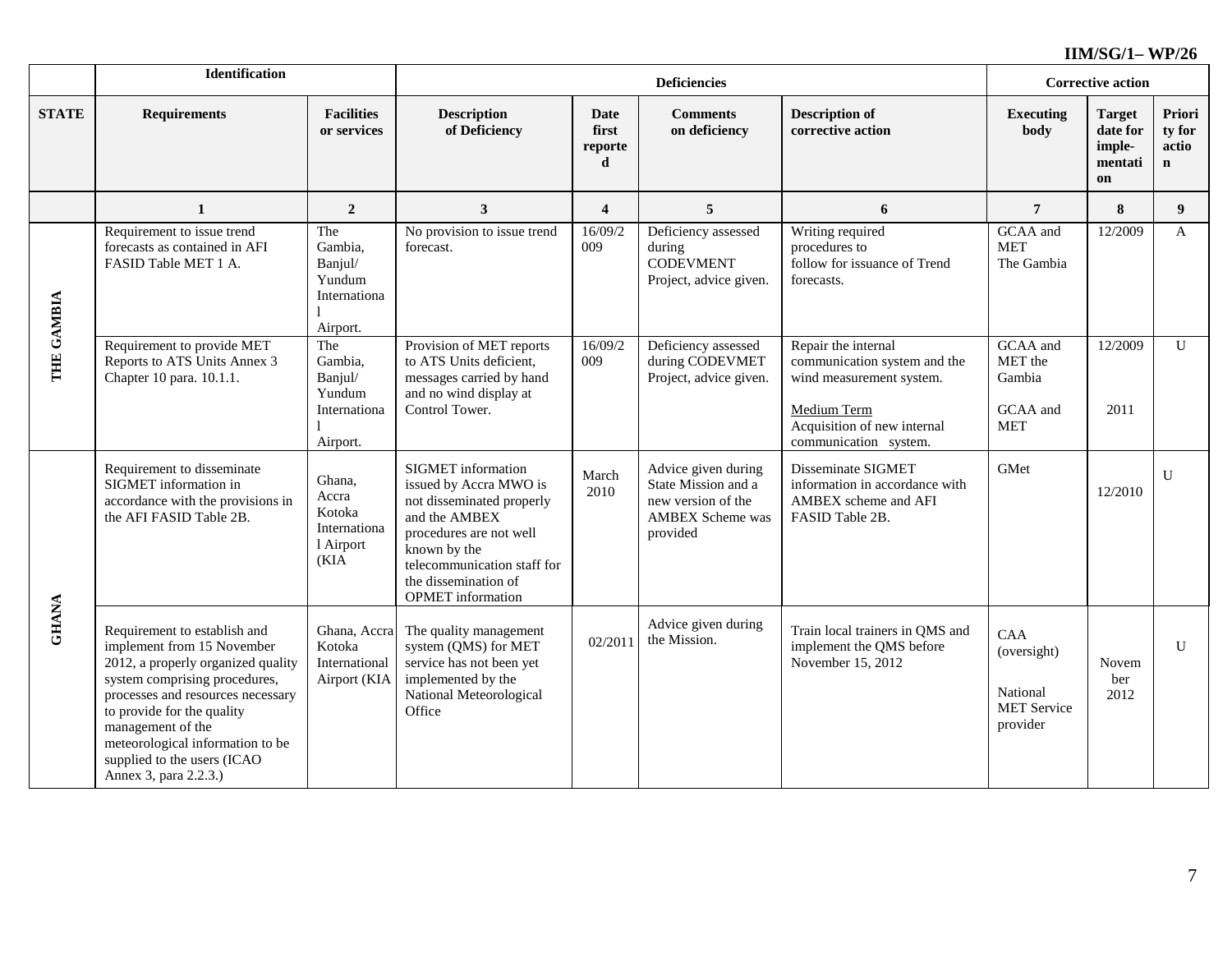| | Identification | | Deficiencies | | | | Corrective action | | |
|---|---|---|---|---|---|---|---|---|---|
| **STATE** | **Requirements** | **Facilities or services** | **Description of Deficiency** | **Date first reported** | **Comments on deficiency** | **Description of corrective action** | **Executing body** | **Target date for imple-mentation** | **Priority for action** |
| | **1** | **2** | **3** | **4** | **5** | **6** | **7** | **8** | **9** |
| **THE GAMBIA** | Requirement to issue trend forecasts as contained in AFI FASID Table MET 1 A. | The Gambia, Banjul/ Yundum International Airport. | No provision to issue trend forecast. | 16/09/2009 | Deficiency assessed during CODEVMENT Project, advice given. | Writing required procedures to follow for issuance of Trend forecasts. | GCAA and MET The Gambia | 12/2009 | A |
| | Requirement to provide MET Reports to ATS Units Annex 3 Chapter 10 para. 10.1.1. | The Gambia, Banjul/ Yundum International Airport. | Provision of MET reports to ATS Units deficient, messages carried by hand and no wind display at Control Tower. | 16/09/2009 | Deficiency assessed during CODEVMET Project, advice given. | Repair the internal communication system and the wind measurement system.<br><br>Medium Term<br>Acquisition of new internal communication system. | GCAA and MET the Gambia<br><br>GCAA and MET | 12/2009<br><br>2011 | U |
| **GHANA** | Requirement to disseminate SIGMET information in accordance with the provisions in the AFI FASID Table 2B. | Ghana, Accra Kotoka International Airport (KIA | SIGMET information issued by Accra MWO is not disseminated properly and the AMBEX procedures are not well known by the telecommunication staff for the dissemination of OPMET information | March 2010 | Advice given during State Mission and a new version of the AMBEX Scheme was provided | Disseminate SIGMET information in accordance with AMBEX scheme and AFI FASID Table 2B. | GMet | 12/2010 | U |
| | Requirement to establish and implement from 15 November 2012, a properly organized quality system comprising procedures, processes and resources necessary to provide for the quality management of the meteorological information to be supplied to the users (ICAO Annex 3, para 2.2.3.) | Ghana, Accra Kotoka International Airport (KIA | The quality management system (QMS) for MET service has not been yet implemented by the National Meteorological Office | 02/2011 | Advice given during the Mission. | Train local trainers in QMS and implement the QMS before November 15, 2012 | CAA (oversight)<br><br>National MET Service provider | November 2012 | U |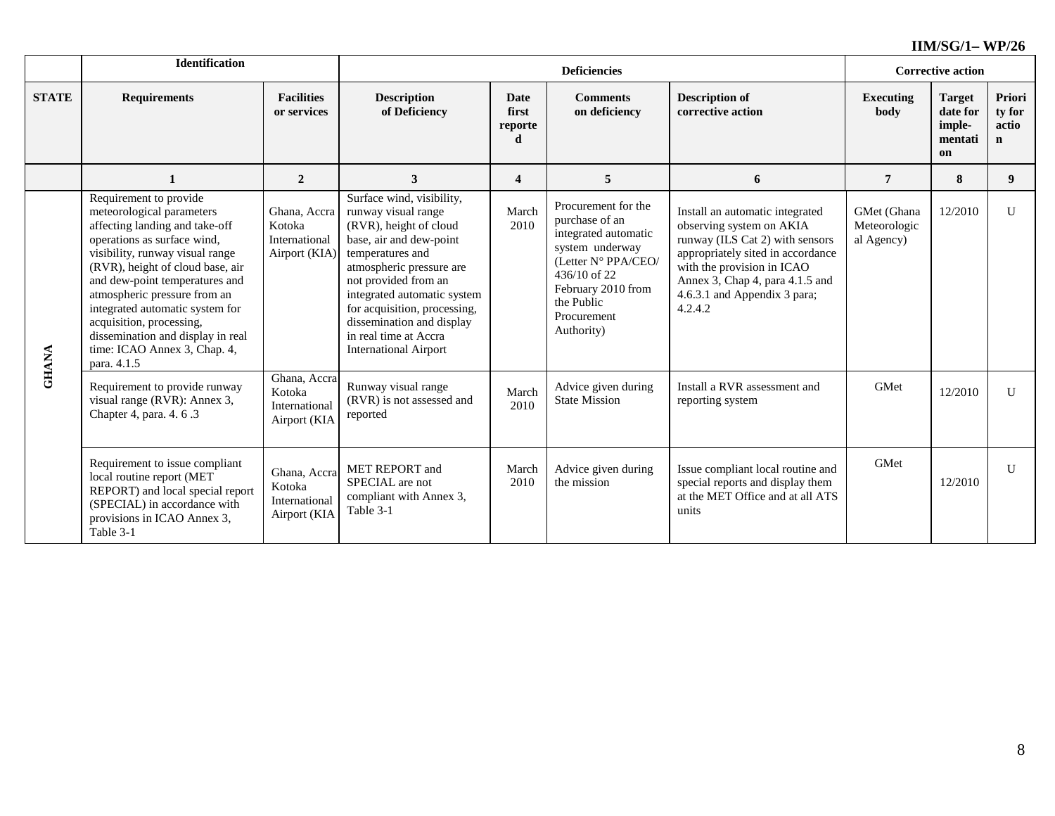| | Identification | | Deficiencies | | | | Corrective action | | |
|---|---|---|---|---|---|---|---|---|---|
| STATE | Requirements | Facilities or services | Description of Deficiency | Date first reported | Comments on deficiency | Description of corrective action | Executing body | Target date for imple-mentation | Priority for action |
| | 1 | 2 | 3 | 4 | 5 | 6 | 7 | 8 | 9 |
| GHANA | Requirement to provide meteorological parameters affecting landing and take-off operations as surface wind, visibility, runway visual range (RVR), height of cloud base, air and dew-point temperatures and atmospheric pressure from an integrated automatic system for acquisition, processing, dissemination and display in real time: ICAO Annex 3, Chap. 4, para. 4.1.5 | Ghana, Accra Kotoka International Airport (KIA) | Surface wind, visibility, runway visual range (RVR), height of cloud base, air and dew-point temperatures and atmospheric pressure are not provided from an integrated automatic system for acquisition, processing, dissemination and display in real time at Accra International Airport | March 2010 | Procurement for the purchase of an integrated automatic system underway (Letter N° PPA/CEO/ 436/10 of 22 February 2010 from the Public Procurement Authority) | Install an automatic integrated observing system on AKIA runway (ILS Cat 2) with sensors appropriately sited in accordance with the provision in ICAO Annex 3, Chap 4, para 4.1.5 and 4.6.3.1 and Appendix 3 para; 4.2.4.2 | GMet (Ghana Meteorological Agency) | 12/2010 | U |
| | Requirement to provide runway visual range (RVR): Annex 3, Chapter 4, para. 4. 6 .3 | Ghana, Accra Kotoka International Airport (KIA | Runway visual range (RVR) is not assessed and reported | March 2010 | Advice given during State Mission | Install a RVR assessment and reporting system | GMet | 12/2010 | U |
| | Requirement to issue compliant local routine report (MET REPORT) and local special report (SPECIAL) in accordance with provisions in ICAO Annex 3, Table 3-1 | Ghana, Accra Kotoka International Airport (KIA | MET REPORT and SPECIAL are not compliant with Annex 3, Table 3-1 | March 2010 | Advice given during the mission | Issue compliant local routine and special reports and display them at the MET Office and at all ATS units | GMet | 12/2010 | U |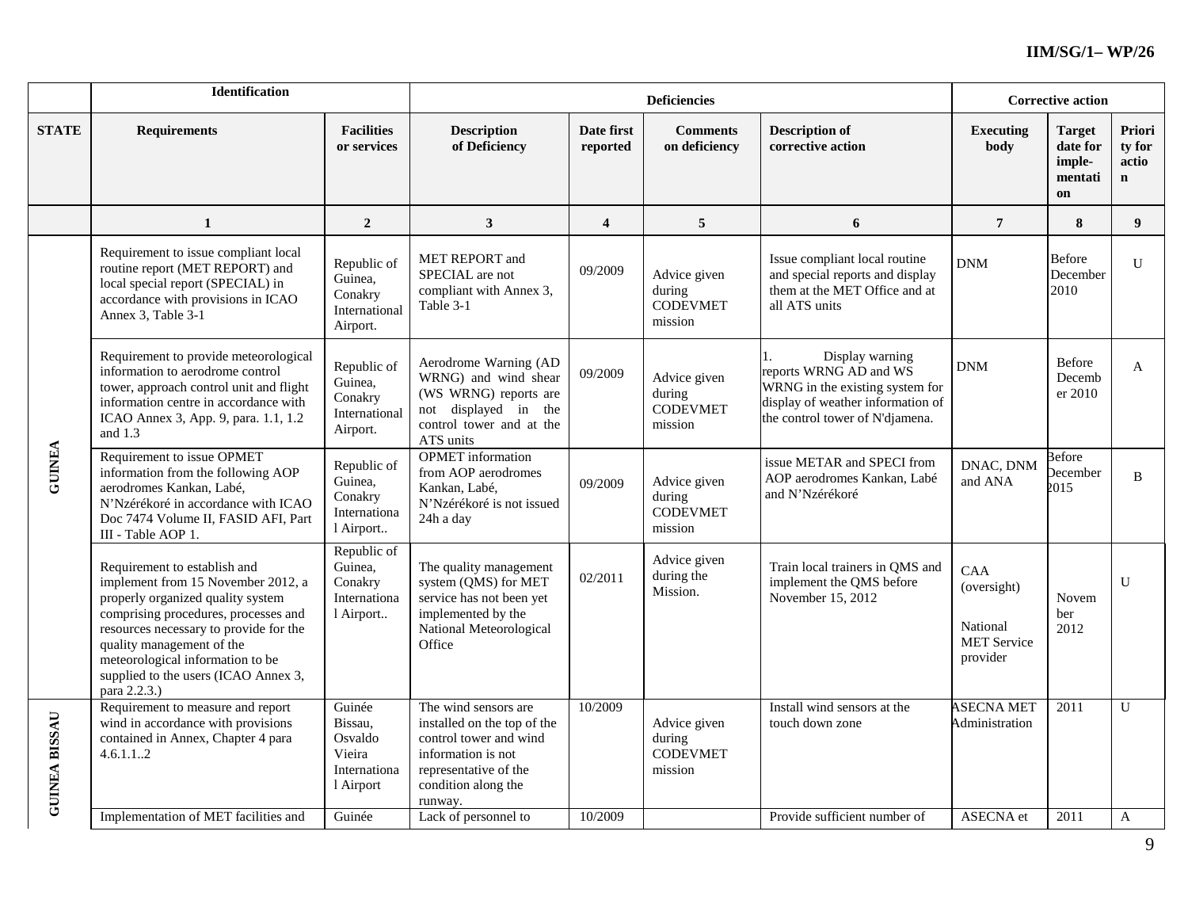| | Identification | | Deficiencies | | | | Corrective action | | |
|---|---|---|---|---|---|---|---|---|---|
| STATE | Requirements | Facilities or services | Description of Deficiency | Date first reported | Comments on deficiency | Description of corrective action | Executing body | Target date for imple-mentation | Priority for action |
| | 1 | 2 | 3 | 4 | 5 | 6 | 7 | 8 | 9 |
| GUINEA | Requirement to issue compliant local routine report (MET REPORT) and local special report (SPECIAL) in accordance with provisions in ICAO Annex 3, Table 3-1 | Republic of Guinea, Conakry International Airport. | MET REPORT and SPECIAL are not compliant with Annex 3, Table 3-1 | 09/2009 | Advice given during CODEVMET mission | Issue compliant local routine and special reports and display them at the MET Office and at all ATS units | DNM | Before December 2010 | U |
| | Requirement to provide meteorological information to aerodrome control tower, approach control unit and flight information centre in accordance with ICAO Annex 3, App. 9, para. 1.1, 1.2 and 1.3 | Republic of Guinea, Conakry International Airport. | Aerodrome Warning (AD WRNG) and wind shear (WS WRNG) reports are not displayed in the control tower and at the ATS units | 09/2009 | Advice given during CODEVMET mission | 1. Display warning reports WRNG AD and WS WRNG in the existing system for display of weather information of the control tower of N'djamena. | DNM | Before December 2010 | A |
| | Requirement to issue OPMET information from the following AOP aerodromes Kankan, Labé, N'Nzérékoré in accordance with ICAO Doc 7474 Volume II, FASID AFI, Part III - Table AOP 1. | Republic of Guinea, Conakry International Airport.. | OPMET information from AOP aerodromes Kankan, Labé, N'Nzérékoré is not issued 24h a day | 09/2009 | Advice given during CODEVMET mission | issue METAR and SPECI from AOP aerodromes Kankan, Labé and N'Nzérékoré | DNAC, DNM and ANA | Before December 2015 | B |
| | Requirement to establish and implement from 15 November 2012, a properly organized quality system comprising procedures, processes and resources necessary to provide for the quality management of the meteorological information to be supplied to the users (ICAO Annex 3, para 2.2.3.) | Republic of Guinea, Conakry International Airport.. | The quality management system (QMS) for MET service has not been yet implemented by the National Meteorological Office | 02/2011 | Advice given during the Mission. | Train local trainers in QMS and implement the QMS before November 15, 2012 | CAA (oversight) National MET Service provider | November 2012 | U |
| GUINEA BISSAU | Requirement to measure and report wind in accordance with provisions contained in Annex, Chapter 4 para 4.6.1.1..2 | Guinée Bissau, Osvaldo Vieira International Airport | The wind sensors are installed on the top of the control tower and wind information is not representative of the condition along the runway. | 10/2009 | Advice given during CODEVMET mission | Install wind sensors at the touch down zone | ASECNA MET Administration | 2011 | U |
| | Implementation of MET facilities and | Guinée | Lack of personnel to | 10/2009 | | Provide sufficient number of | ASECNA et | 2011 | A |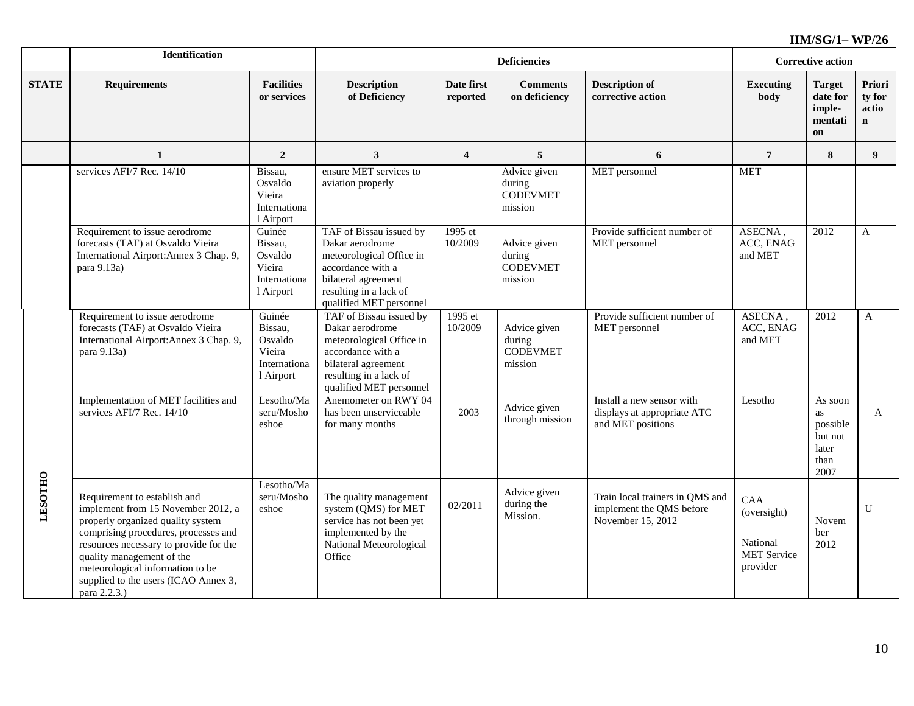| STATE | Identification | | Deficiencies | | | | Corrective action | | |
|---|---|---|---|---|---|---|---|---|---|
| | Requirements | Facilities or services | Description of Deficiency | Date first reported | Comments on deficiency | Description of corrective action | Executing body | Target date for implementation | Priority for action |
| | 1 | 2 | 3 | 4 | 5 | 6 | 7 | 8 | 9 |
| | services AFI/7 Rec. 14/10 | Bissau, Osvaldo Vieira International Airport | ensure MET services to aviation properly | | Advice given during CODEVMET mission | MET personnel | MET | | |
| | Requirement to issue aerodrome forecasts (TAF) at Osvaldo Vieira International Airport:Annex 3 Chap. 9, para 9.13a) | Guinée Bissau, Osvaldo Vieira International Airport | TAF of Bissau issued by Dakar aerodrome meteorological Office in accordance with a bilateral agreement resulting in a lack of qualified MET personnel | 1995 et 10/2009 | Advice given during CODEVMET mission | Provide sufficient number of MET personnel | ASECNA , ACC, ENAG and MET | 2012 | A |
| | Requirement to issue aerodrome forecasts (TAF) at Osvaldo Vieira International Airport:Annex 3 Chap. 9, para 9.13a) | Guinée Bissau, Osvaldo Vieira International Airport | TAF of Bissau issued by Dakar aerodrome meteorological Office in accordance with a bilateral agreement resulting in a lack of qualified MET personnel | 1995 et 10/2009 | Advice given during CODEVMET mission | Provide sufficient number of MET personnel | ASECNA , ACC, ENAG and MET | 2012 | A |
| LESOTHO | Implementation of MET facilities and services AFI/7 Rec. 14/10 | Lesotho/Maseru/Moshoeshoe | Anemometer on RWY 04 has been unserviceable for many months | 2003 | Advice given through mission | Install a new sensor with displays at appropriate ATC and MET positions | Lesotho | As soon as possible but not later than 2007 | A |
| | Requirement to establish and implement from 15 November 2012, a properly organized quality system comprising procedures, processes and resources necessary to provide for the quality management of the meteorological information to be supplied to the users (ICAO Annex 3, para 2.2.3.) | Lesotho/Maseru/Moshoeshoe | The quality management system (QMS) for MET service has not been yet implemented by the National Meteorological Office | 02/2011 | Advice given during the Mission. | Train local trainers in QMS and implement the QMS before November 15, 2012 | CAA (oversight)<br><br>National MET Service provider | November 2012 | U |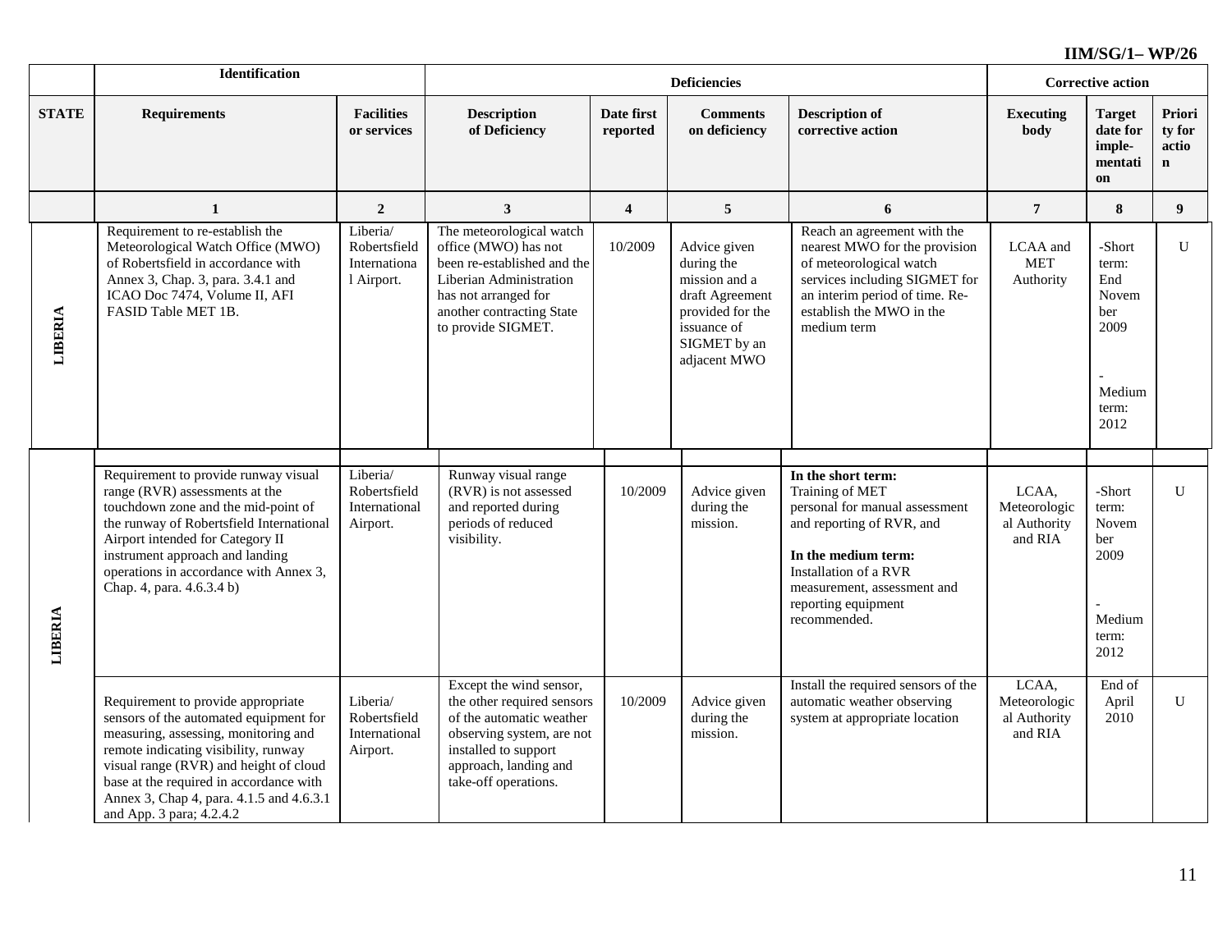| | Identification | | Deficiencies | | | | Corrective action | | |
|---|---|---|---|---|---|---|---|---|---|
| **STATE** | **Requirements** | **Facilities or services** | **Description of Deficiency** | **Date first reported** | **Comments on deficiency** | **Description of corrective action** | **Executing body** | **Target date for imple-mentation** | **Priority for action** |
| | **1** | **2** | **3** | **4** | **5** | **6** | **7** | **8** | **9** |
| **LIBERIA** | Requirement to re-establish the Meteorological Watch Office (MWO) of Robertsfield in accordance with Annex 3, Chap. 3, para. 3.4.1 and ICAO Doc 7474, Volume II, AFI FASID Table MET 1B. | Liberia/ Robertsfield International Airport. | The meteorological watch office (MWO) has not been re-established and the Liberian Administration has not arranged for another contracting State to provide SIGMET. | 10/2009 | Advice given during the mission and a draft Agreement provided for the issuance of SIGMET by an adjacent MWO | Reach an agreement with the nearest MWO for the provision of meteorological watch services including SIGMET for an interim period of time. Re-establish the MWO in the medium term | LCAA and MET Authority | -Short term: End November 2009<br><br>- Medium term: 2012 | U |
| **LIBERIA** | Requirement to provide runway visual range (RVR) assessments at the touchdown zone and the mid-point of the runway of Robertsfield International Airport intended for Category II instrument approach and landing operations in accordance with Annex 3, Chap. 4, para. 4.6.3.4 b) | Liberia/ Robertsfield International Airport. | Runway visual range (RVR) is not assessed and reported during periods of reduced visibility. | 10/2009 | Advice given during the mission. | **In the short term:** Training of MET personal for manual assessment and reporting of RVR, and<br><br>**In the medium term:** Installation of a RVR measurement, assessment and reporting equipment recommended. | LCAA, Meteorological Authority and RIA | -Short term: November 2009<br><br>- Medium term: 2012 | U |
| | Requirement to provide appropriate sensors of the automated equipment for measuring, assessing, monitoring and remote indicating visibility, runway visual range (RVR) and height of cloud base at the required in accordance with Annex 3, Chap 4, para. 4.1.5 and 4.6.3.1 and App. 3 para; 4.2.4.2 | Liberia/ Robertsfield International Airport. | Except the wind sensor, the other required sensors of the automatic weather observing system, are not installed to support approach, landing and take-off operations. | 10/2009 | Advice given during the mission. | Install the required sensors of the automatic weather observing system at appropriate location | LCAA, Meteorological Authority and RIA | End of April 2010 | U |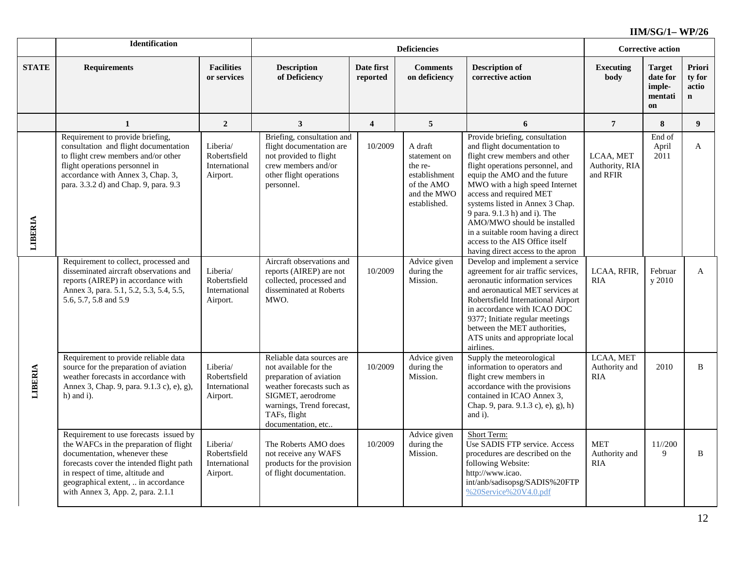| | Identification | | Deficiencies | | | | Corrective action | | |
|---|---|---|---|---|---|---|---|---|---|
| **STATE** | **Requirements** | **Facilities or services** | **Description of Deficiency** | **Date first reported** | **Comments on deficiency** | **Description of corrective action** | **Executing body** | **Target date for imple-mentation** | **Priority for action** |
| | **1** | **2** | **3** | **4** | **5** | **6** | **7** | **8** | **9** |
| **LIBERIA** | Requirement to provide briefing, consultation and flight documentation to flight crew members and/or other flight operations personnel in accordance with Annex 3, Chap. 3, para. 3.3.2 d) and Chap. 9, para. 9.3 | Liberia/ Robertsfield International Airport. | Briefing, consultation and flight documentation are not provided to flight crew members and/or other flight operations personnel. | 10/2009 | A draft statement on the re-establishment of the AMO and the MWO established. | Provide briefing, consultation and flight documentation to flight crew members and other flight operations personnel, and equip the AMO and the future MWO with a high speed Internet access and required MET systems listed in Annex 3 Chap. 9 para. 9.1.3 h) and i). The AMO/MWO should be installed in a suitable room having a direct access to the AIS Office itself having direct access to the apron | LCAA, MET Authority, RIA and RFIR | End of April 2011 | A |
| **LIBERIA** | Requirement to collect, processed and disseminated aircraft observations and reports (AIREP) in accordance with Annex 3, para. 5.1, 5.2, 5.3, 5.4, 5.5, 5.6, 5.7, 5.8 and 5.9 | Liberia/ Robertsfield International Airport. | Aircraft observations and reports (AIREP) are not collected, processed and disseminated at Roberts MWO. | 10/2009 | Advice given during the Mission. | Develop and implement a service agreement for air traffic services, aeronautic information services and aeronautical MET services at Robertsfield International Airport in accordance with ICAO DOC 9377; Initiate regular meetings between the MET authorities, ATS units and appropriate local airlines. | LCAA, RFIR, RIA | February 2010 | A |
| | Requirement to provide reliable data source for the preparation of aviation weather forecasts in accordance with Annex 3, Chap. 9, para. 9.1.3 c), e), g), h) and i). | Liberia/ Robertsfield International Airport. | Reliable data sources are not available for the preparation of aviation weather forecasts such as SIGMET, aerodrome warnings, Trend forecast, TAFs, flight documentation, etc.. | 10/2009 | Advice given during the Mission. | Supply the meteorological information to operators and flight crew members in accordance with the provisions contained in ICAO Annex 3, Chap. 9, para. 9.1.3 c), e), g), h) and i). | LCAA, MET Authority and RIA | 2010 | B |
| | Requirement to use forecasts issued by the WAFCs in the preparation of flight documentation, whenever these forecasts cover the intended flight path in respect of time, altitude and geographical extent, .. in accordance with Annex 3, App. 2, para. 2.1.1 | Liberia/ Robertsfield International Airport. | The Roberts AMO does not receive any WAFS products for the provision of flight documentation. | 10/2009 | Advice given during the Mission. | Short Term: Use SADIS FTP service. Access procedures are described on the following Website: http://www.icao.int/anb/sadisopsg/SADIS%20FTP%20Service%20V4.0.pdf | MET Authority and RIA | 11//2009 | B |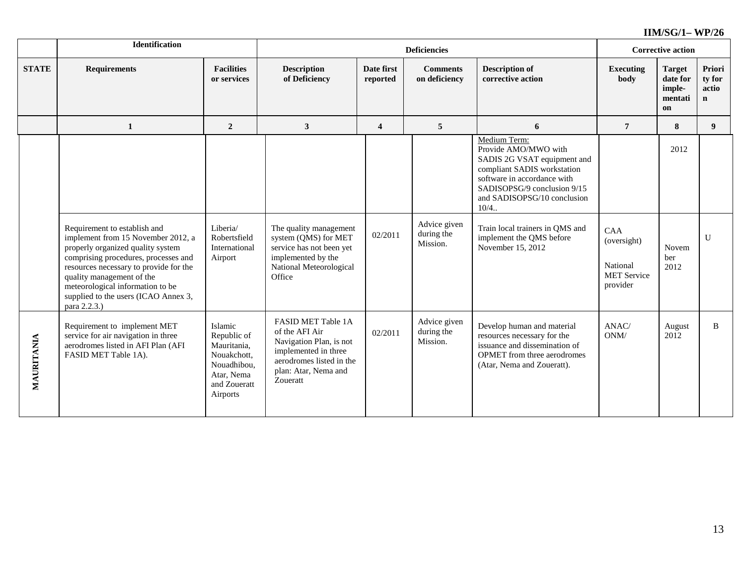| | Identification | | Deficiencies | | | | Corrective action | | |
|---|---|---|---|---|---|---|---|---|---|
| **STATE** | **Requirements** | **Facilities or services** | **Description of Deficiency** | **Date first reported** | **Comments on deficiency** | **Description of corrective action** | **Executing body** | **Target date for implementation** | **Priority for action** |
| | **1** | **2** | **3** | **4** | **5** | **6** | **7** | **8** | **9** |
| | | | | | | Medium Term: Provide AMO/MWO with SADIS 2G VSAT equipment and compliant SADIS workstation software in accordance with SADISOPSG/9 conclusion 9/15 and SADISOPSG/10 conclusion 10/4.. | | 2012 | |
| | Requirement to establish and implement from 15 November 2012, a properly organized quality system comprising procedures, processes and resources necessary to provide for the quality management of the meteorological information to be supplied to the users (ICAO Annex 3, para 2.2.3.) | Liberia/ Robertsfield International Airport | The quality management system (QMS) for MET service has not been yet implemented by the National Meteorological Office | 02/2011 | Advice given during the Mission. | Train local trainers in QMS and implement the QMS before November 15, 2012 | CAA (oversight) National MET Service provider | November 2012 | U |
| **MAURITANIA** | Requirement to implement MET service for air navigation in three aerodromes listed in AFI Plan (AFI FASID MET Table 1A). | Islamic Republic of Mauritania, Nouakchott, Nouadhibou, Atar, Nema and Zoueratt Airports | FASID MET Table 1A of the AFI Air Navigation Plan, is not implemented in three aerodromes listed in the plan: Atar, Nema and Zoueratt | 02/2011 | Advice given during the Mission. | Develop human and material resources necessary for the issuance and dissemination of OPMET from three aerodromes (Atar, Nema and Zoueratt). | ANAC/ ONM/ | August 2012 | B |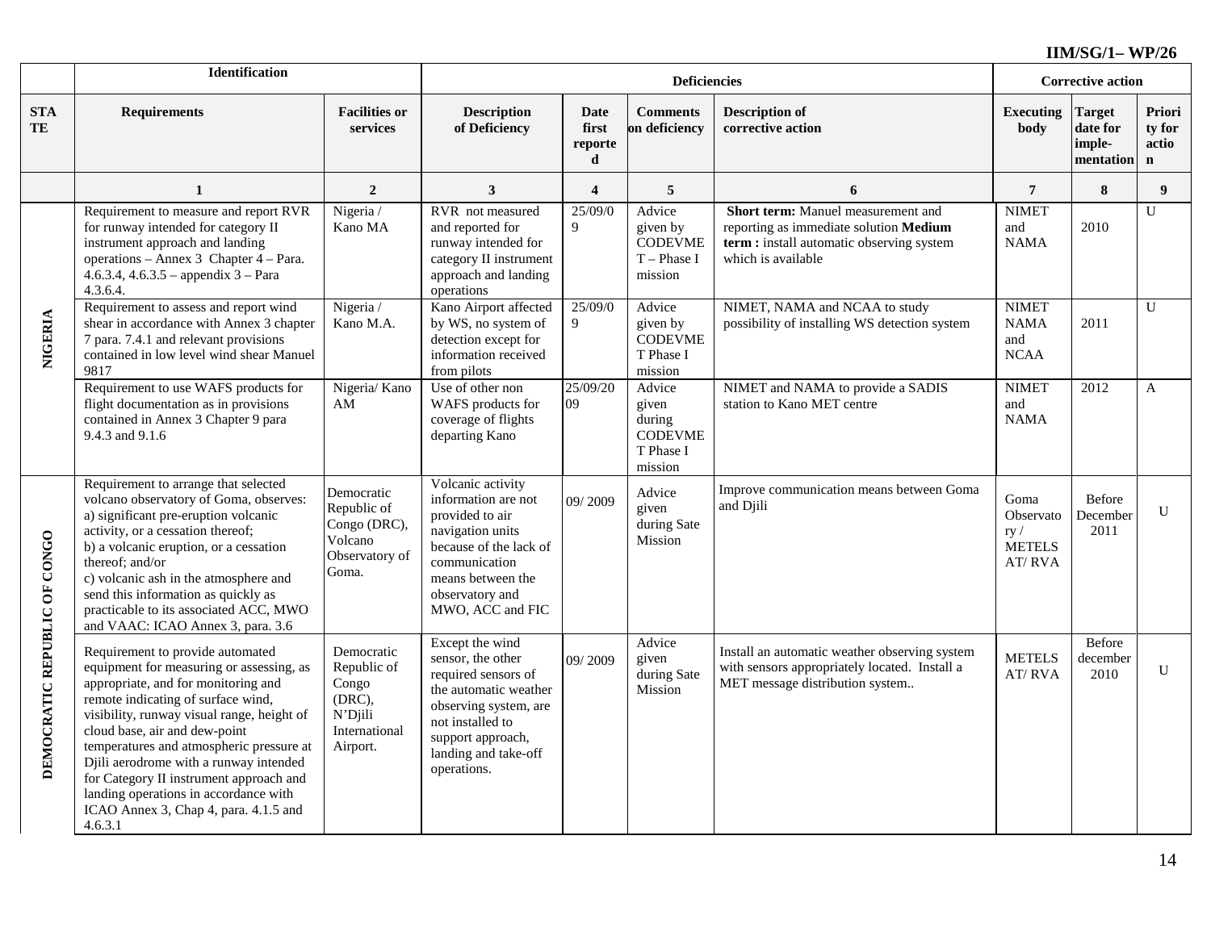| | Identification | | Deficiencies | | | | Corrective action | | |
|---|---|---|---|---|---|---|---|---|---|
| STATE | Requirements | Facilities or services | Description of Deficiency | Date first reported | Comments on deficiency | Description of corrective action | Executing body | Target date for imple-mentation | Priority for action |
| | 1 | 2 | 3 | 4 | 5 | 6 | 7 | 8 | 9 |
| NIGERIA | Requirement to measure and report RVR for runway intended for category II instrument approach and landing operations – Annex 3 Chapter 4 – Para. 4.6.3.4, 4.6.3.5 – appendix 3 – Para 4.3.6.4. | Nigeria / Kano MA | RVR not measured and reported for runway intended for category II instrument approach and landing operations | 25/09/09 | Advice given by CODEVMET – Phase I mission | **Short term:** Manuel measurement and reporting as immediate solution **Medium term :** install automatic observing system which is available | NIMET and NAMA | 2010 | U |
| | Requirement to assess and report wind shear in accordance with Annex 3 chapter 7 para. 7.4.1 and relevant provisions contained in low level wind shear Manuel 9817 | Nigeria / Kano M.A. | Kano Airport affected by WS, no system of detection except for information received from pilots | 25/09/09 | Advice given by CODEVMET Phase I mission | NIMET, NAMA and NCAA to study possibility of installing WS detection system | NIMET NAMA and NCAA | 2011 | U |
| | Requirement to use WAFS products for flight documentation as in provisions contained in Annex 3 Chapter 9 para 9.4.3 and 9.1.6 | Nigeria/ Kano AM | Use of other non WAFS products for coverage of flights departing Kano | 25/09/2009 | Advice given during CODEVMET Phase I mission | NIMET and NAMA to provide a SADIS station to Kano MET centre | NIMET and NAMA | 2012 | A |
| DEMOCRATIC REPUBLIC OF CONGO | Requirement to arrange that selected volcano observatory of Goma, observes: a) significant pre-eruption volcanic activity, or a cessation thereof; b) a volcanic eruption, or a cessation thereof; and/or c) volcanic ash in the atmosphere and send this information as quickly as practicable to its associated ACC, MWO and VAAC: ICAO Annex 3, para. 3.6 | Democratic Republic of Congo (DRC), Volcano Observatory of Goma. | Volcanic activity information are not provided to air navigation units because of the lack of communication means between the observatory and MWO, ACC and FIC | 09/ 2009 | Advice given during Sate Mission | Improve communication means between Goma and Djili | Goma Observatory / METELSAT/ RVA | Before December 2011 | U |
| | Requirement to provide automated equipment for measuring or assessing, as appropriate, and for monitoring and remote indicating of surface wind, visibility, runway visual range, height of cloud base, air and dew-point temperatures and atmospheric pressure at Djili aerodrome with a runway intended for Category II instrument approach and landing operations in accordance with ICAO Annex 3, Chap 4, para. 4.1.5 and 4.6.3.1 | Democratic Republic of Congo (DRC), N'Djili International Airport. | Except the wind sensor, the other required sensors of the automatic weather observing system, are not installed to support approach, landing and take-off operations. | 09/ 2009 | Advice given during Sate Mission | Install an automatic weather observing system with sensors appropriately located. Install a MET message distribution system.. | METELSAT/ RVA | Before december 2010 | U |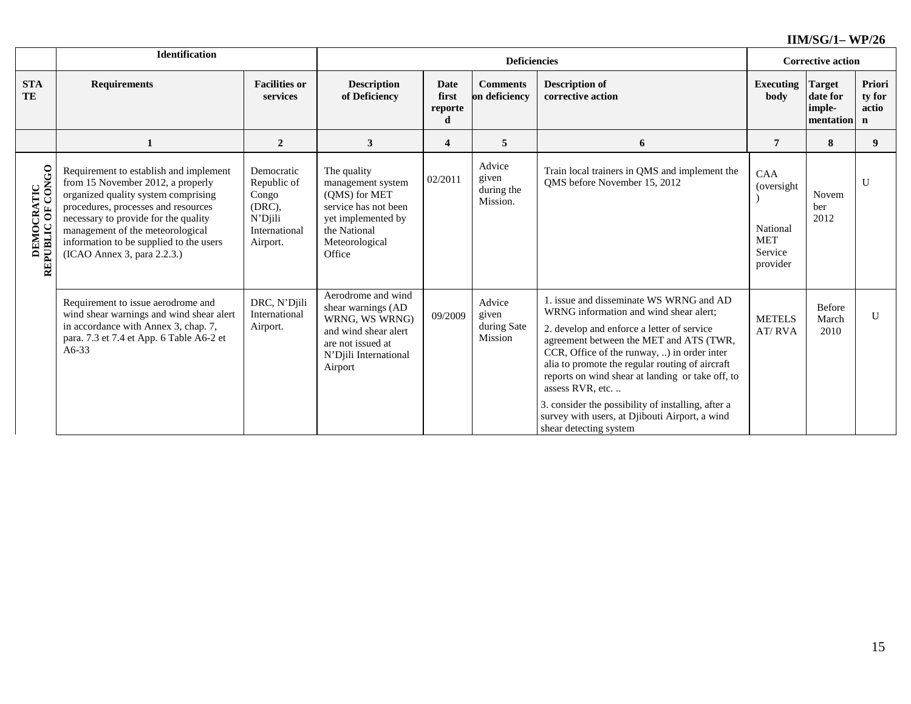| | Identification | | Deficiencies | | | | Corrective action | | |
|---|---|---|---|---|---|---|---|---|---|
| STATE | Requirements | Facilities or services | Description of Deficiency | Date first reported | Comments on deficiency | Description of corrective action | Executing body | Target date for imple-mentation | Priority for action |
| | 1 | 2 | 3 | 4 | 5 | 6 | 7 | 8 | 9 |
| DEMOCRATIC REPUBLIC OF CONGO | Requirement to establish and implement from 15 November 2012, a properly organized quality system comprising procedures, processes and resources necessary to provide for the quality management of the meteorological information to be supplied to the users (ICAO Annex 3, para 2.2.3.) | Democratic Republic of Congo (DRC), N'Djili International Airport. | The quality management system (QMS) for MET service has not been yet implemented by the National Meteorological Office | 02/2011 | Advice given during the Mission. | Train local trainers in QMS and implement the QMS before November 15, 2012 | CAA (oversight) National MET Service provider | November 2012 | U |
| | Requirement to issue aerodrome and wind shear warnings and wind shear alert in accordance with Annex 3, chap. 7, para. 7.3 et 7.4 et App. 6 Table A6-2 et A6-33 | DRC, N'Djili International Airport. | Aerodrome and wind shear warnings (AD WRNG, WS WRNG) and wind shear alert are not issued at N'Djili International Airport | 09/2009 | Advice given during Sate Mission | 1. issue and disseminate WS WRNG and AD WRNG information and wind shear alert;<br>2. develop and enforce a letter of service agreement between the MET and ATS (TWR, CCR, Office of the runway, ..) in order inter alia to promote the regular routing of aircraft reports on wind shear at landing or take off, to assess RVR, etc. ..<br>3. consider the possibility of installing, after a survey with users, at Djibouti Airport, a wind shear detecting system | METELSAT/ RVA | Before March 2010 | U |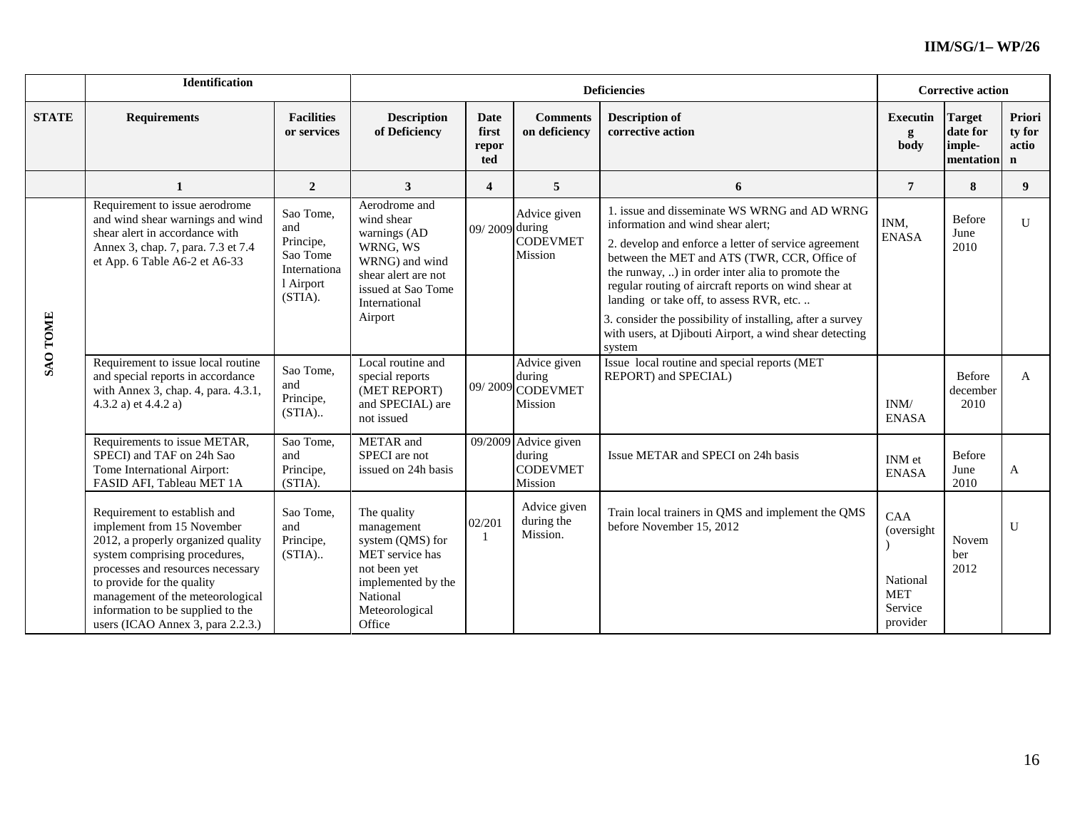| | Identification | | Deficiencies | | | | Corrective action | | |
|---|---|---|---|---|---|---|---|---|---|
| **STATE** | **Requirements** | **Facilities or services** | **Description of Deficiency** | **Date first reported** | **Comments on deficiency** | **Description of corrective action** | **Executing body** | **Target date for imple-mentation** | **Priority for action** |
| | **1** | **2** | **3** | **4** | **5** | **6** | **7** | **8** | **9** |
| **SAO TOME** | Requirement to issue aerodrome and wind shear warnings and wind shear alert in accordance with Annex 3, chap. 7, para. 7.3 et 7.4 et App. 6 Table A6-2 et A6-33 | Sao Tome, and Principe, Sao Tome International Airport (STIA). | Aerodrome and wind shear warnings (AD WRNG, WS WRNG) and wind shear alert are not issued at Sao Tome International Airport | 09/ 2009 | Advice given during CODEVMET Mission | 1. issue and disseminate WS WRNG and AD WRNG information and wind shear alert;<br>2. develop and enforce a letter of service agreement between the MET and ATS (TWR, CCR, Office of the runway, ..) in order inter alia to promote the regular routing of aircraft reports on wind shear at landing or take off, to assess RVR, etc. ..<br>3. consider the possibility of installing, after a survey with users, at Djibouti Airport, a wind shear detecting system | INM, ENASA | Before June 2010 | U |
| | Requirement to issue local routine and special reports in accordance with Annex 3, chap. 4, para. 4.3.1, 4.3.2 a) et 4.4.2 a) | Sao Tome, and Principe, (STIA).. | Local routine and special reports (MET REPORT) and SPECIAL) are not issued | 09/ 2009 | Advice given during CODEVMET Mission | Issue local routine and special reports (MET REPORT) and SPECIAL) | INM/ ENASA | Before december 2010 | A |
| | Requirements to issue METAR, SPECI) and TAF on 24h Sao Tome International Airport: FASID AFI, Tableau MET 1A | Sao Tome, and Principe, (STIA). | METAR and SPECI are not issued on 24h basis | 09/2009 | Advice given during CODEVMET Mission | Issue METAR and SPECI on 24h basis | INM et ENASA | Before June 2010 | A |
| | Requirement to establish and implement from 15 November 2012, a properly organized quality system comprising procedures, processes and resources necessary to provide for the quality management of the meteorological information to be supplied to the users (ICAO Annex 3, para 2.2.3.) | Sao Tome, and Principe, (STIA).. | The quality management system (QMS) for MET service has not been yet implemented by the National Meteorological Office | 02/2011 | Advice given during the Mission. | Train local trainers in QMS and implement the QMS before November 15, 2012 | CAA (oversight)<br><br>National MET Service provider | November 2012 | U |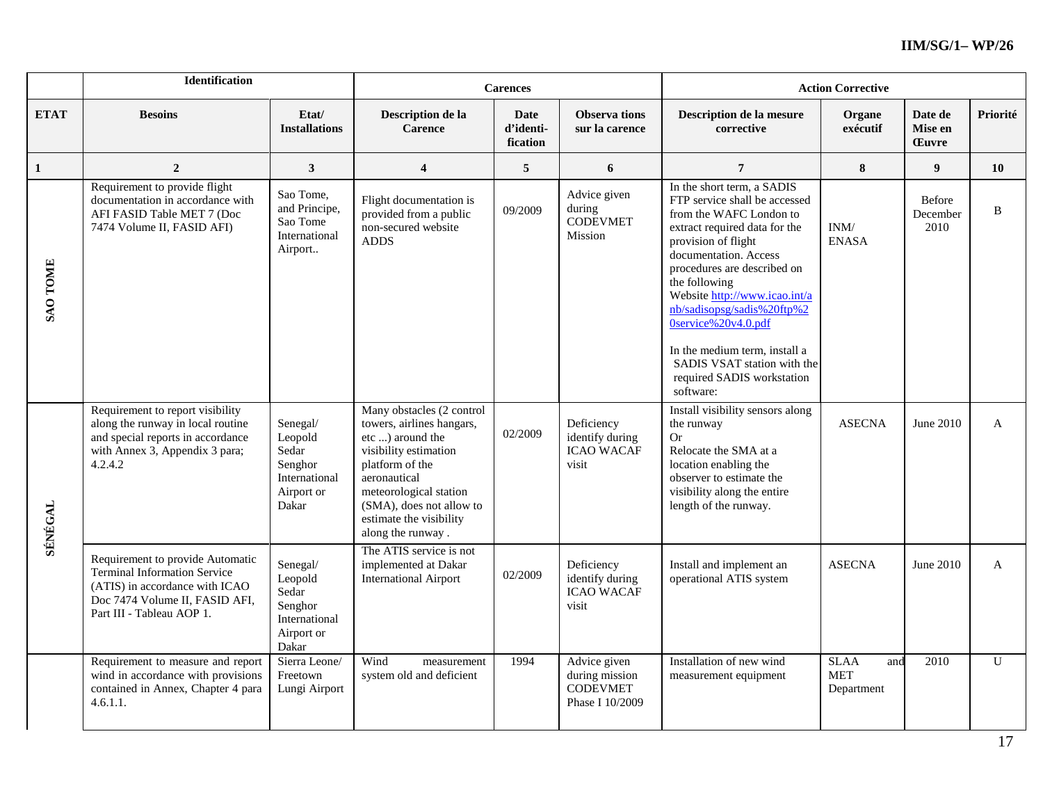| | Identification | | Carences | | | Action Corrective | | | |
|---|---|---|---|---|---|---|---|---|---|
| **ETAT** | **Besoins** | **Etat/ Installations** | **Description de la Carence** | **Date d'identi-fication** | **Observa tions sur la carence** | **Description de la mesure corrective** | **Organe exécutif** | **Date de Mise en Œuvre** | **Priorité** |
| **1** | **2** | **3** | **4** | **5** | **6** | **7** | **8** | **9** | **10** |
| **SAO TOME** | Requirement to provide flight documentation in accordance with AFI FASID Table MET 7 (Doc 7474 Volume II, FASID AFI) | Sao Tome, and Principe, Sao Tome International Airport.. | Flight documentation is provided from a public non-secured website ADDS | 09/2009 | Advice given during CODEVMET Mission | In the short term, a SADIS FTP service shall be accessed from the WAFC London to extract required data for the provision of flight documentation. Access procedures are described on the following Website http://www.icao.int/anb/sadisopsg/sadis%20ftp%20service%20v4.0.pdf<br><br>In the medium term, install a SADIS VSAT station with the required SADIS workstation software: | INM/ ENASA | Before December 2010 | B |
| **SÉNÉGAL** | Requirement to report visibility along the runway in local routine and special reports in accordance with Annex 3, Appendix 3 para; 4.2.4.2 | Senegal/ Leopold Sedar Senghor International Airport or Dakar | Many obstacles (2 control towers, airlines hangars, etc ...) around the visibility estimation platform of the aeronautical meteorological station (SMA), does not allow to estimate the visibility along the runway . | 02/2009 | Deficiency identify during ICAO WACAF visit | Install visibility sensors along the runway<br>Or<br>Relocate the SMA at a location enabling the observer to estimate the visibility along the entire length of the runway. | ASECNA | June 2010 | A |
| | Requirement to provide Automatic Terminal Information Service (ATIS) in accordance with ICAO Doc 7474 Volume II, FASID AFI, Part III - Tableau AOP 1. | Senegal/ Leopold Sedar Senghor International Airport or Dakar | The ATIS service is not implemented at Dakar International Airport | 02/2009 | Deficiency identify during ICAO WACAF visit | Install and implement an operational ATIS system | ASECNA | June 2010 | A |
| | Requirement to measure and report wind in accordance with provisions contained in Annex, Chapter 4 para 4.6.1.1. | Sierra Leone/ Freetown Lungi Airport | Wind measurement system old and deficient | 1994 | Advice given during mission CODEVMET Phase I 10/2009 | Installation of new wind measurement equipment | SLAA and MET Department | 2010 | U |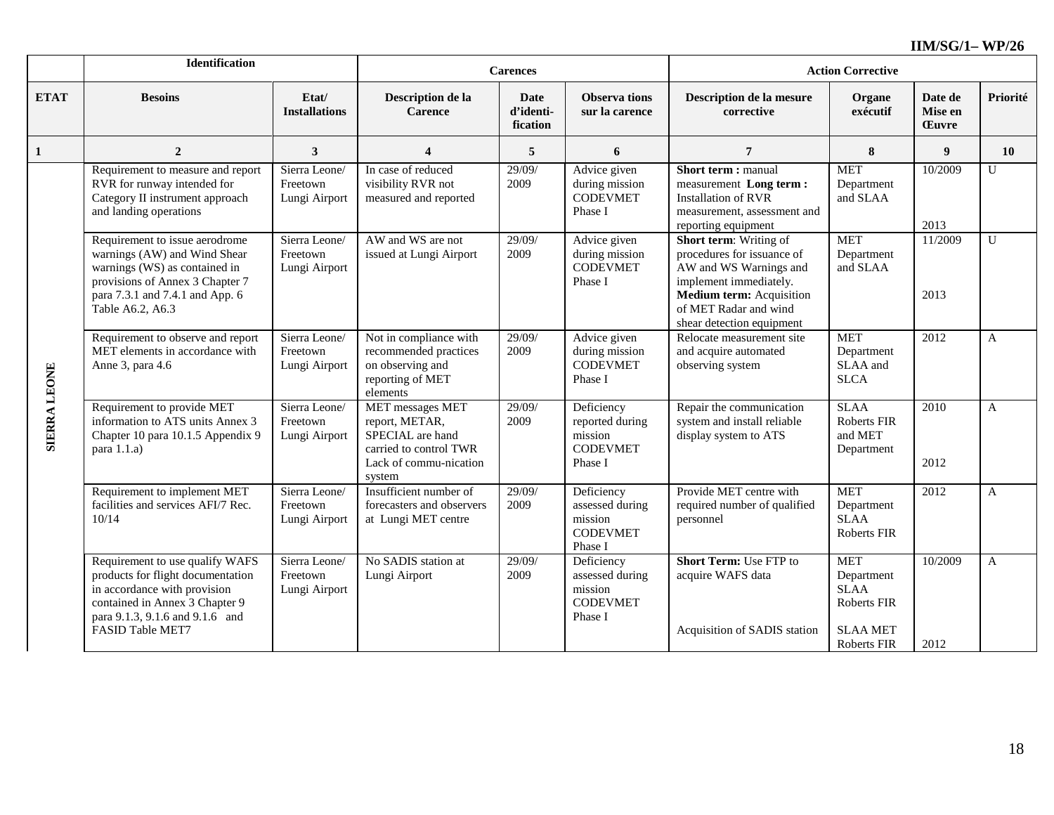| | Identification | | Carences | | | Action Corrective | | | |
|---|---|---|---|---|---|---|---|---|---|
| **ETAT** | **Besoins** | **Etat/ Installations** | **Description de la Carence** | **Date d'identi-fication** | **Observa tions sur la carence** | **Description de la mesure corrective** | **Organe exécutif** | **Date de Mise en Œuvre** | **Priorité** |
| **1** | **2** | **3** | **4** | **5** | **6** | **7** | **8** | **9** | **10** |
| **SIERRA LEONE** | Requirement to measure and report RVR for runway intended for Category II instrument approach and landing operations | Sierra Leone/ Freetown Lungi Airport | In case of reduced visibility RVR not measured and reported | 29/09/ 2009 | Advice given during mission CODEVMET Phase I | **Short term :** manual measurement **Long term :** Installation of RVR measurement, assessment and reporting equipment | MET Department and SLAA | 10/2009<br><br>2013 | U |
| | Requirement to issue aerodrome warnings (AW) and Wind Shear warnings (WS) as contained in provisions of Annex 3 Chapter 7 para 7.3.1 and 7.4.1 and App. 6 Table A6.2, A6.3 | Sierra Leone/ Freetown Lungi Airport | AW and WS are not issued at Lungi Airport | 29/09/ 2009 | Advice given during mission CODEVMET Phase I | **Short term**: Writing of procedures for issuance of AW and WS Warnings and implement immediately. **Medium term:** Acquisition of MET Radar and wind shear detection equipment | MET Department and SLAA | 11/2009<br><br>2013 | U |
| | Requirement to observe and report MET elements in accordance with Anne 3, para 4.6 | Sierra Leone/ Freetown Lungi Airport | Not in compliance with recommended practices on observing and reporting of MET elements | 29/09/ 2009 | Advice given during mission CODEVMET Phase I | Relocate measurement site and acquire automated observing system | MET Department SLAA and SLCA | 2012 | A |
| | Requirement to provide MET information to ATS units Annex 3 Chapter 10 para 10.1.5 Appendix 9 para 1.1.a) | Sierra Leone/ Freetown Lungi Airport | MET messages MET report, METAR, SPECIAL are hand carried to control TWR Lack of commu-nication system | 29/09/ 2009 | Deficiency reported during mission CODEVMET Phase I | Repair the communication system and install reliable display system to ATS | SLAA Roberts FIR and MET Department | 2010<br><br>2012 | A |
| | Requirement to implement MET facilities and services AFI/7 Rec. 10/14 | Sierra Leone/ Freetown Lungi Airport | Insufficient number of forecasters and observers at Lungi MET centre | 29/09/ 2009 | Deficiency assessed during mission CODEVMET Phase I | Provide MET centre with required number of qualified personnel | MET Department SLAA Roberts FIR | 2012 | A |
| | Requirement to use qualify WAFS products for flight documentation in accordance with provision contained in Annex 3 Chapter 9 para 9.1.3, 9.1.6 and 9.1.6 and FASID Table MET7 | Sierra Leone/ Freetown Lungi Airport | No SADIS station at Lungi Airport | 29/09/ 2009 | Deficiency assessed during mission CODEVMET Phase I | **Short Term:** Use FTP to acquire WAFS data<br><br>Acquisition of SADIS station | MET Department SLAA Roberts FIR<br><br>SLAA MET Roberts FIR | 10/2009<br><br>2012 | A |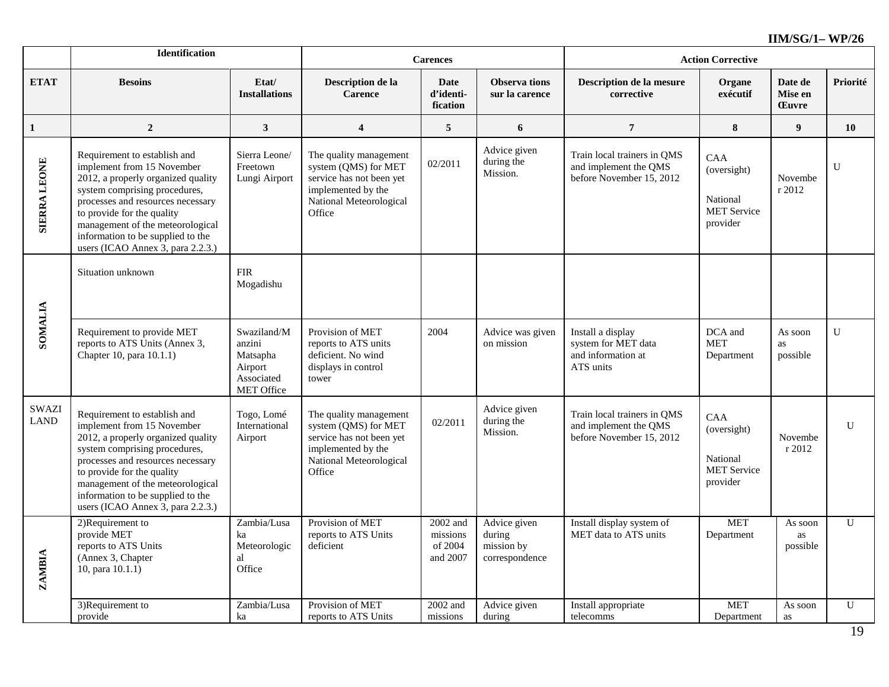| | Identification | | Carences | | | Action Corrective | | | |
|---|---|---|---|---|---|---|---|---|---|
| **ETAT** | **Besoins** | **Etat/ Installations** | **Description de la Carence** | **Date d'identi-fication** | **Observa tions sur la carence** | **Description de la mesure corrective** | **Organe exécutif** | **Date de Mise en Œuvre** | **Priorité** |
| **1** | **2** | **3** | **4** | **5** | **6** | **7** | **8** | **9** | **10** |
| **SIERRA LEONE** | Requirement to establish and implement from 15 November 2012, a properly organized quality system comprising procedures, processes and resources necessary to provide for the quality management of the meteorological information to be supplied to the users (ICAO Annex 3, para 2.2.3.) | Sierra Leone/ Freetown Lungi Airport | The quality management system (QMS) for MET service has not been yet implemented by the National Meteorological Office | 02/2011 | Advice given during the Mission. | Train local trainers in QMS and implement the QMS before November 15, 2012 | CAA (oversight) National MET Service provider | Novembe r 2012 | U |
| **SOMALIA** | Situation unknown | FIR Mogadishu | | | | | | | |
| | Requirement to provide MET reports to ATS Units (Annex 3, Chapter 10, para 10.1.1) | Swaziland/M anzini Matsapha Airport Associated MET Office | Provision of MET reports to ATS units deficient. No wind displays in control tower | 2004 | Advice was given on mission | Install a display system for MET data and information at ATS units | DCA and MET Department | As soon as possible | U |
| SWAZI LAND | Requirement to establish and implement from 15 November 2012, a properly organized quality system comprising procedures, processes and resources necessary to provide for the quality management of the meteorological information to be supplied to the users (ICAO Annex 3, para 2.2.3.) | Togo, Lomé International Airport | The quality management system (QMS) for MET service has not been yet implemented by the National Meteorological Office | 02/2011 | Advice given during the Mission. | Train local trainers in QMS and implement the QMS before November 15, 2012 | CAA (oversight) National MET Service provider | Novembe r 2012 | U |
| **ZAMBIA** | 2)Requirement to provide MET reports to ATS Units (Annex 3, Chapter 10, para 10.1.1) | Zambia/Lusa ka Meteorologic al Office | Provision of MET reports to ATS Units deficient | 2002 and missions of 2004 and 2007 | Advice given during mission by correspondence | Install display system of MET data to ATS units | MET Department | As soon as possible | U |
| | 3)Requirement to provide | Zambia/Lusa ka | Provision of MET reports to ATS Units | 2002 and missions | Advice given during | Install appropriate telecomms | MET Department | As soon as | U |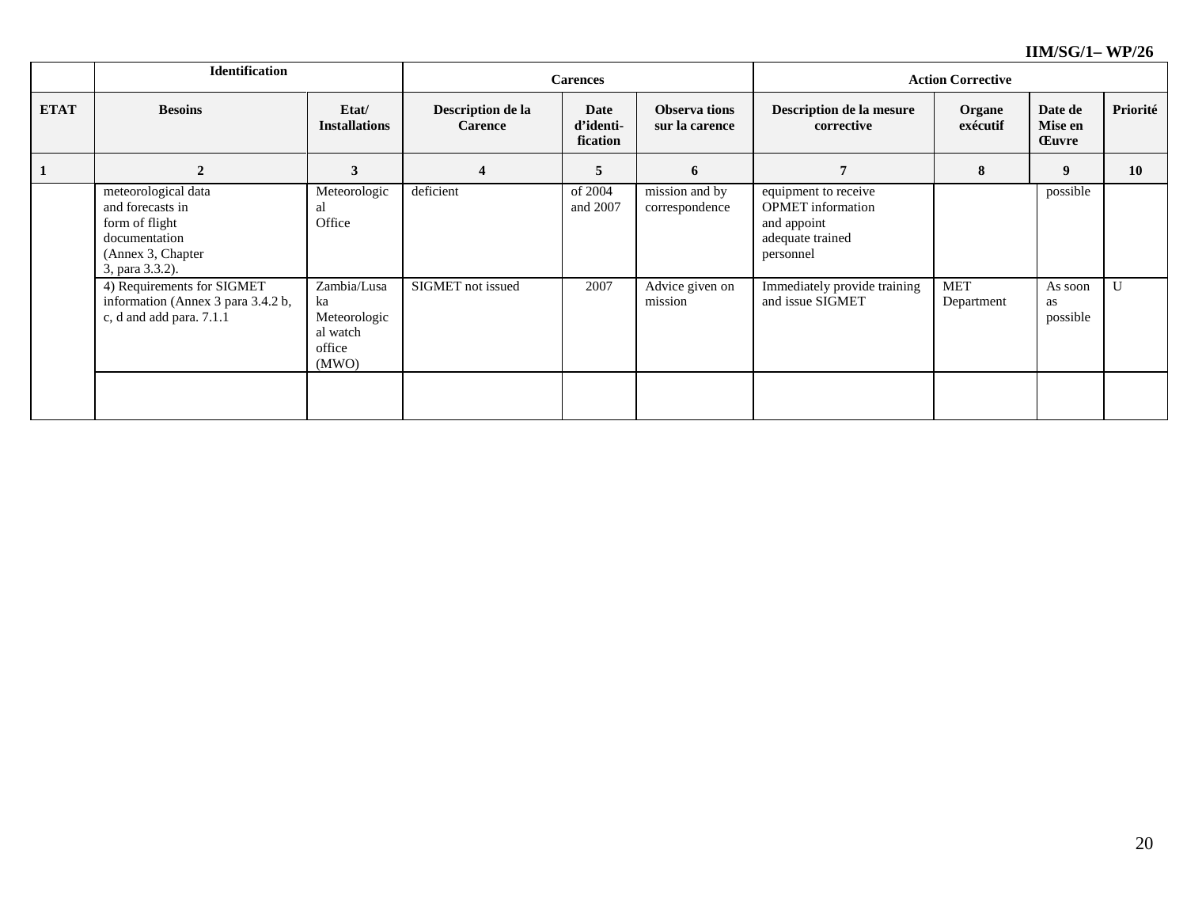| | Identification | | Carences | | | Action Corrective | | | |
|---|---|---|---|---|---|---|---|---|---|
| **ETAT** | **Besoins** | **Etat/ Installations** | **Description de la Carence** | **Date d'identi-fication** | **Observa tions sur la carence** | **Description de la mesure corrective** | **Organe exécutif** | **Date de Mise en Œuvre** | **Priorité** |
| **1** | **2** | **3** | **4** | **5** | **6** | **7** | **8** | **9** | **10** |
| | meteorological data and forecasts in form of flight documentation (Annex 3, Chapter 3, para 3.3.2). | Meteorological Office | deficient | of 2004 and 2007 | mission and by correspondence | equipment to receive OPMET information and appoint adequate trained personnel | | possible | |
| | 4) Requirements for SIGMET information (Annex 3 para 3.4.2 b, c, d and add para. 7.1.1 | Zambia/Lusaka Meteorological watch office (MWO) | SIGMET not issued | 2007 | Advice given on mission | Immediately provide training and issue SIGMET | MET Department | As soon as possible | U |
| | | | | | | | | | |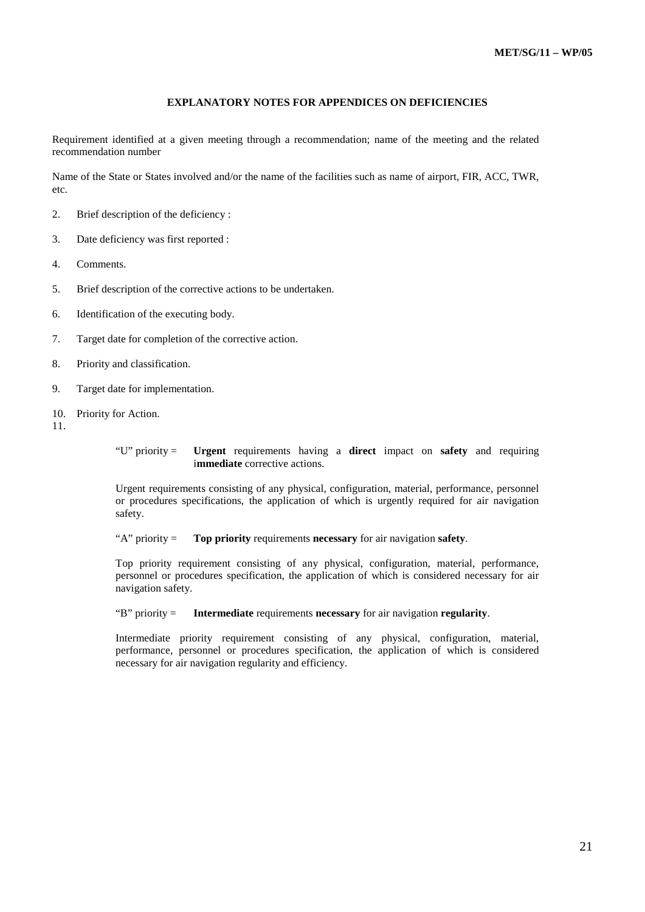## EXPLANATORY NOTES FOR APPENDICES ON DEFICIENCIES

Requirement identified at a given meeting through a recommendation; name of the meeting and the related recommendation number

Name of the State or States involved and/or the name of the facilities such as name of airport, FIR, ACC, TWR, etc.

2. Brief description of the deficiency :

3. Date deficiency was first reported :

4. Comments.

5. Brief description of the corrective actions to be undertaken.

6. Identification of the executing body.

7. Target date for completion of the corrective action.

8. Priority and classification.

9. Target date for implementation.

10. Priority for Action.

11.

"U" priority = **Urgent** requirements having a **direct** impact on **safety** and requiring i**mmediate** corrective actions.

Urgent requirements consisting of any physical, configuration, material, performance, personnel or procedures specifications, the application of which is urgently required for air navigation safety.

"A" priority = **Top priority** requirements **necessary** for air navigation **safety**.

Top priority requirement consisting of any physical, configuration, material, performance, personnel or procedures specification, the application of which is considered necessary for air navigation safety.

"B" priority = **Intermediate** requirements **necessary** for air navigation **regularity**.

Intermediate priority requirement consisting of any physical, configuration, material, performance, personnel or procedures specification, the application of which is considered necessary for air navigation regularity and efficiency.